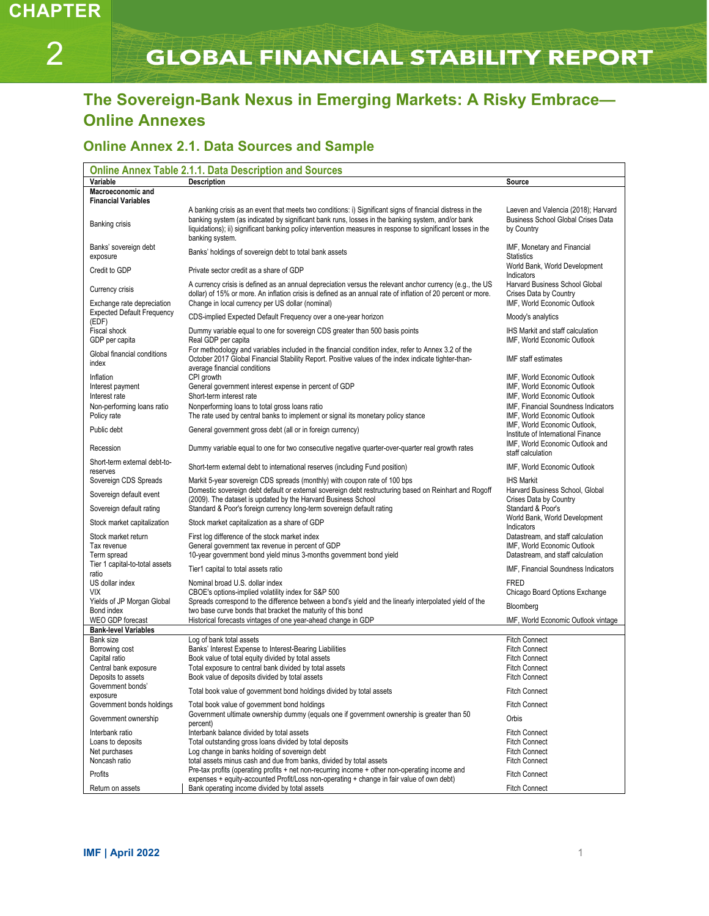# CHAPTER 2 GLOBAL FINANCIAL STABILITY REPORT

## The Sovereign-Bank Nexus in Emerging Markets: A Risky Embrace—Online Annexes

### Online Annex 2.1. Data Sources and Sample

**Online Annex Table 2.1.1. Data Description and Sources**

| Variable | Description | Source |
|---|---|---|
| **Macroeconomic and Financial Variables** | | |
| Banking crisis | A banking crisis as an event that meets two conditions: i) Significant signs of financial distress in the banking system (as indicated by significant bank runs, losses in the banking system, and/or bank liquidations); ii) significant banking policy intervention measures in response to significant losses in the banking system. | Laeven and Valencia (2018); Harvard Business School Global Crises Data by Country |
| Banks' sovereign debt exposure | Banks' holdings of sovereign debt to total bank assets | IMF, Monetary and Financial Statistics |
| Credit to GDP | Private sector credit as a share of GDP | World Bank, World Development Indicators |
| Currency crisis | A currency crisis is defined as an annual depreciation versus the relevant anchor currency (e.g., the US dollar) of 15% or more. An inflation crisis is defined as an annual rate of inflation of 20 percent or more. | Harvard Business School Global Crises Data by Country |
| Exchange rate depreciation | Change in local currency per US dollar (nominal) | IMF, World Economic Outlook |
| Expected Default Frequency (EDF) | CDS-implied Expected Default Frequency over a one-year horizon | Moody's analytics |
| Fiscal shock | Dummy variable equal to one for sovereign CDS greater than 500 basis points | IHS Markit and staff calculation |
| GDP per capita | Real GDP per capita | IMF, World Economic Outlook |
| Global financial conditions index | For methodology and variables included in the financial condition index, refer to Annex 3.2 of the October 2017 Global Financial Stability Report. Positive values of the index indicate tighter-than-average financial conditions | IMF staff estimates |
| Inflation | CPI growth | IMF, World Economic Outlook |
| Interest payment | General government interest expense in percent of GDP | IMF, World Economic Outlook |
| Interest rate | Short-term interest rate | IMF, World Economic Outlook |
| Non-performing loans ratio | Nonperforming loans to total gross loans ratio | IMF, Financial Soundness Indicators |
| Policy rate | The rate used by central banks to implement or signal its monetary policy stance | IMF, World Economic Outlook |
| Public debt | General government gross debt (all or in foreign currency) | IMF, World Economic Outlook, Institute of International Finance |
| Recession | Dummy variable equal to one for two consecutive negative quarter-over-quarter real growth rates | IMF, World Economic Outlook and staff calculation |
| Short-term external debt-to-reserves | Short-term external debt to international reserves (including Fund position) | IMF, World Economic Outlook |
| Sovereign CDS Spreads | Markit 5-year sovereign CDS spreads (monthly) with coupon rate of 100 bps | IHS Markit |
| Sovereign default event | Domestic sovereign debt default or external sovereign debt restructuring based on Reinhart and Rogoff (2009). The dataset is updated by the Harvard Business School | Harvard Business School, Global Crises Data by Country |
| Sovereign default rating | Standard & Poor's foreign currency long-term sovereign default rating | Standard & Poor's |
| Stock market capitalization | Stock market capitalization as a share of GDP | World Bank, World Development Indicators |
| Stock market return | First log difference of the stock market index | Datastream, and staff calculation |
| Tax revenue | General government tax revenue in percent of GDP | IMF, World Economic Outlook |
| Term spread | 10-year government bond yield minus 3-months government bond yield | Datastream, and staff calculation |
| Tier 1 capital-to-total assets ratio | Tier1 capital to total assets ratio | IMF, Financial Soundness Indicators |
| US dollar index | Nominal broad U.S. dollar index | FRED |
| VIX | CBOE's options-implied volatility index for S&P 500 | Chicago Board Options Exchange |
| Yields of JP Morgan Global Bond index | Spreads correspond to the difference between a bond's yield and the linearly interpolated yield of the two base curve bonds that bracket the maturity of this bond | Bloomberg |
| WEO GDP forecast | Historical forecasts vintages of one year-ahead change in GDP | IMF, World Economic Outlook vintage |
| **Bank-level Variables** | | |
| Bank size | Log of bank total assets | Fitch Connect |
| Borrowing cost | Banks' Interest Expense to Interest-Bearing Liabilities | Fitch Connect |
| Capital ratio | Book value of total equity divided by total assets | Fitch Connect |
| Central bank exposure | Total exposure to central bank divided by total assets | Fitch Connect |
| Deposits to assets | Book value of deposits divided by total assets | Fitch Connect |
| Government bonds' exposure | Total book value of government bond holdings divided by total assets | Fitch Connect |
| Government bonds holdings | Total book value of government bond holdings | Fitch Connect |
| Government ownership | Government ultimate ownership dummy (equals one if government ownership is greater than 50 percent) | Orbis |
| Interbank ratio | Interbank balance divided by total assets | Fitch Connect |
| Loans to deposits | Total outstanding gross loans divided by total deposits | Fitch Connect |
| Net purchases | Log change in banks holding of sovereign debt | Fitch Connect |
| Noncash ratio | total assets minus cash and due from banks, divided by total assets | Fitch Connect |
| Profits | Pre-tax profits (operating profits + net non-recurring income + other non-operating income and expenses + equity-accounted Profit/Loss non-operating + change in fair value of own debt) | Fitch Connect |
| Return on assets | Bank operating income divided by total assets | Fitch Connect |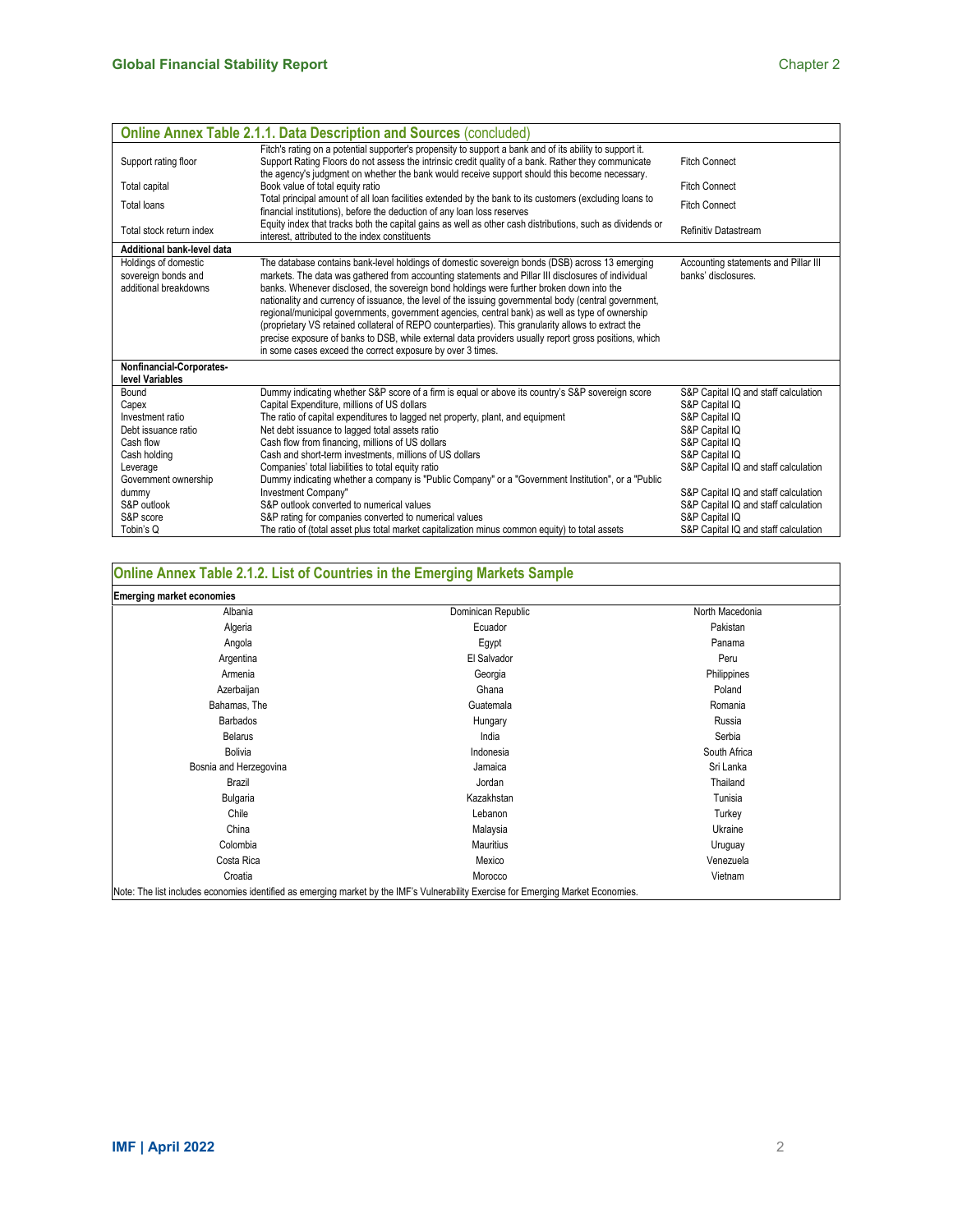## Online Annex Table 2.1.1. Data Description and Sources (concluded)

| | | |
|---|---|---|
| Support rating floor | Fitch's rating on a potential supporter's propensity to support a bank and of its ability to support it. Support Rating Floors do not assess the intrinsic credit quality of a bank. Rather they communicate the agency's judgment on whether the bank would receive support should this become necessary. | Fitch Connect |
| Total capital | Book value of total equity ratio | Fitch Connect |
| Total loans | Total principal amount of all loan facilities extended by the bank to its customers (excluding loans to financial institutions), before the deduction of any loan loss reserves | Fitch Connect |
| Total stock return index | Equity index that tracks both the capital gains as well as other cash distributions, such as dividends or interest, attributed to the index constituents | Refinitiv Datastream |
| **Additional bank-level data** | | |
| Holdings of domestic sovereign bonds and additional breakdowns | The database contains bank-level holdings of domestic sovereign bonds (DSB) across 13 emerging markets. The data was gathered from accounting statements and Pillar III disclosures of individual banks. Whenever disclosed, the sovereign bond holdings were further broken down into the nationality and currency of issuance, the level of the issuing governmental body (central government, regional/municipal governments, government agencies, central bank) as well as type of ownership (proprietary VS retained collateral of REPO counterparties). This granularity allows to extract the precise exposure of banks to DSB, while external data providers usually report gross positions, which in some cases exceed the correct exposure by over 3 times. | Accounting statements and Pillar III banks' disclosures. |
| **Nonfinancial-Corporates-level Variables** | | |
| Bound | Dummy indicating whether S&P score of a firm is equal or above its country's S&P sovereign score | S&P Capital IQ and staff calculation |
| Capex | Capital Expenditure, millions of US dollars | S&P Capital IQ |
| Investment ratio | The ratio of capital expenditures to lagged net property, plant, and equipment | S&P Capital IQ |
| Debt issuance ratio | Net debt issuance to lagged total assets ratio | S&P Capital IQ |
| Cash flow | Cash flow from financing, millions of US dollars | S&P Capital IQ |
| Cash holding | Cash and short-term investments, millions of US dollars | S&P Capital IQ |
| Leverage | Companies' total liabilities to total equity ratio | S&P Capital IQ and staff calculation |
| Government ownership dummy | Dummy indicating whether a company is "Public Company" or a "Government Institution", or a "Public Investment Company" | S&P Capital IQ and staff calculation |
| S&P outlook | S&P outlook converted to numerical values | S&P Capital IQ and staff calculation |
| S&P score | S&P rating for companies converted to numerical values | S&P Capital IQ |
| Tobin's Q | The ratio of (total asset plus total market capitalization minus common equity) to total assets | S&P Capital IQ and staff calculation |

## Online Annex Table 2.1.2. List of Countries in the Emerging Markets Sample

| Emerging market economies | | |
|---|---|---|
| Albania | Dominican Republic | North Macedonia |
| Algeria | Ecuador | Pakistan |
| Angola | Egypt | Panama |
| Argentina | El Salvador | Peru |
| Armenia | Georgia | Philippines |
| Azerbaijan | Ghana | Poland |
| Bahamas, The | Guatemala | Romania |
| Barbados | Hungary | Russia |
| Belarus | India | Serbia |
| Bolivia | Indonesia | South Africa |
| Bosnia and Herzegovina | Jamaica | Sri Lanka |
| Brazil | Jordan | Thailand |
| Bulgaria | Kazakhstan | Tunisia |
| Chile | Lebanon | Turkey |
| China | Malaysia | Ukraine |
| Colombia | Mauritius | Uruguay |
| Costa Rica | Mexico | Venezuela |
| Croatia | Morocco | Vietnam |

Note: The list includes economies identified as emerging market by the IMF's Vulnerability Exercise for Emerging Market Economies.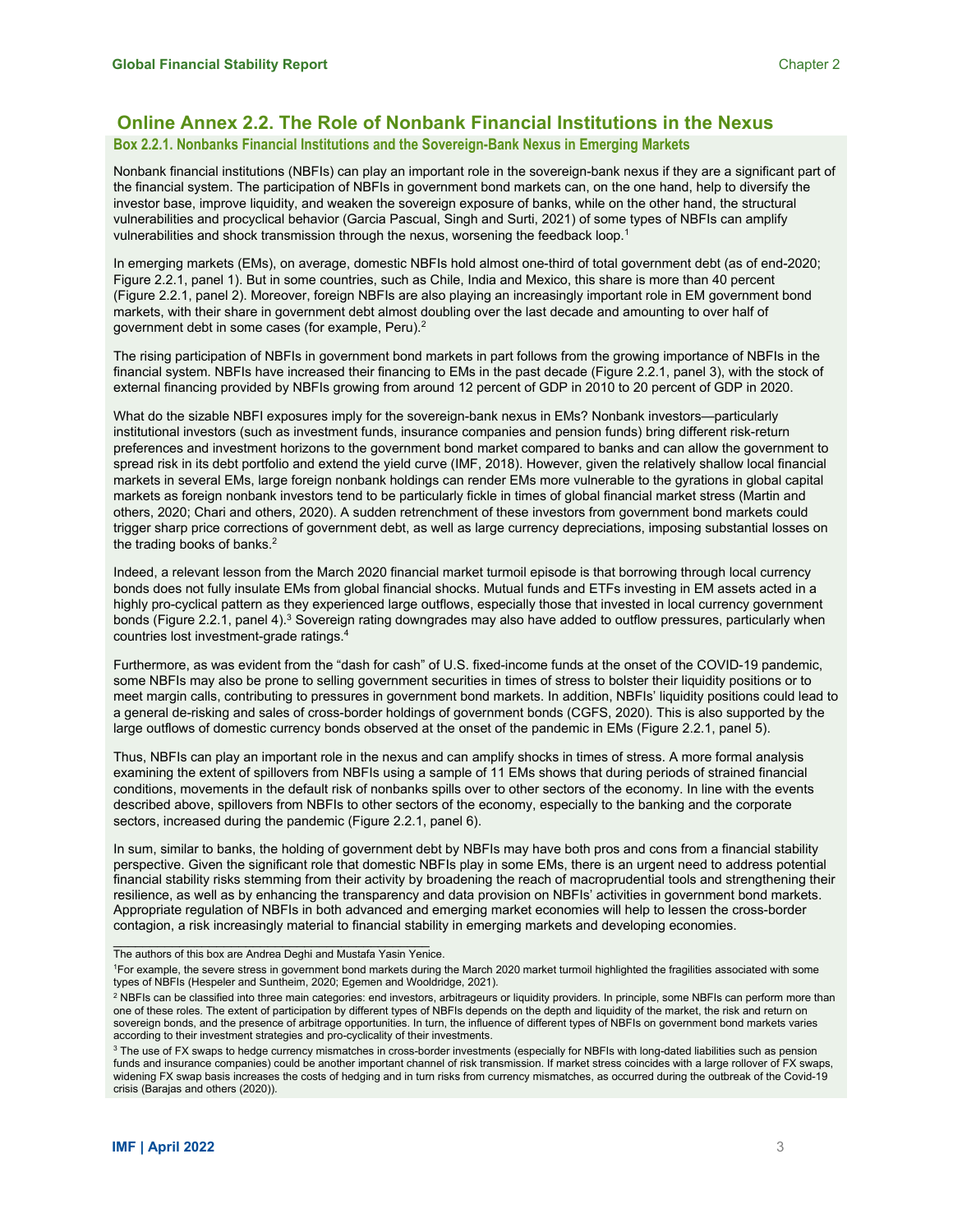# Online Annex 2.2. The Role of Nonbank Financial Institutions in the Nexus

## Box 2.2.1. Nonbanks Financial Institutions and the Sovereign-Bank Nexus in Emerging Markets

Nonbank financial institutions (NBFIs) can play an important role in the sovereign-bank nexus if they are a significant part of the financial system. The participation of NBFIs in government bond markets can, on the one hand, help to diversify the investor base, improve liquidity, and weaken the sovereign exposure of banks, while on the other hand, the structural vulnerabilities and procyclical behavior (Garcia Pascual, Singh and Surti, 2021) of some types of NBFIs can amplify vulnerabilities and shock transmission through the nexus, worsening the feedback loop.[1]

In emerging markets (EMs), on average, domestic NBFIs hold almost one-third of total government debt (as of end-2020; Figure 2.2.1, panel 1). But in some countries, such as Chile, India and Mexico, this share is more than 40 percent (Figure 2.2.1, panel 2). Moreover, foreign NBFIs are also playing an increasingly important role in EM government bond markets, with their share in government debt almost doubling over the last decade and amounting to over half of government debt in some cases (for example, Peru).[2]

The rising participation of NBFIs in government bond markets in part follows from the growing importance of NBFIs in the financial system. NBFIs have increased their financing to EMs in the past decade (Figure 2.2.1, panel 3), with the stock of external financing provided by NBFIs growing from around 12 percent of GDP in 2010 to 20 percent of GDP in 2020.

What do the sizable NBFI exposures imply for the sovereign-bank nexus in EMs? Nonbank investors—particularly institutional investors (such as investment funds, insurance companies and pension funds) bring different risk-return preferences and investment horizons to the government bond market compared to banks and can allow the government to spread risk in its debt portfolio and extend the yield curve (IMF, 2018). However, given the relatively shallow local financial markets in several EMs, large foreign nonbank holdings can render EMs more vulnerable to the gyrations in global capital markets as foreign nonbank investors tend to be particularly fickle in times of global financial market stress (Martin and others, 2020; Chari and others, 2020). A sudden retrenchment of these investors from government bond markets could trigger sharp price corrections of government debt, as well as large currency depreciations, imposing substantial losses on the trading books of banks.[2]

Indeed, a relevant lesson from the March 2020 financial market turmoil episode is that borrowing through local currency bonds does not fully insulate EMs from global financial shocks. Mutual funds and ETFs investing in EM assets acted in a highly pro-cyclical pattern as they experienced large outflows, especially those that invested in local currency government bonds (Figure 2.2.1, panel 4).[3] Sovereign rating downgrades may also have added to outflow pressures, particularly when countries lost investment-grade ratings.[4]

Furthermore, as was evident from the "dash for cash" of U.S. fixed-income funds at the onset of the COVID-19 pandemic, some NBFIs may also be prone to selling government securities in times of stress to bolster their liquidity positions or to meet margin calls, contributing to pressures in government bond markets. In addition, NBFIs' liquidity positions could lead to a general de-risking and sales of cross-border holdings of government bonds (CGFS, 2020). This is also supported by the large outflows of domestic currency bonds observed at the onset of the pandemic in EMs (Figure 2.2.1, panel 5).

Thus, NBFIs can play an important role in the nexus and can amplify shocks in times of stress. A more formal analysis examining the extent of spillovers from NBFIs using a sample of 11 EMs shows that during periods of strained financial conditions, movements in the default risk of nonbanks spills over to other sectors of the economy. In line with the events described above, spillovers from NBFIs to other sectors of the economy, especially to the banking and the corporate sectors, increased during the pandemic (Figure 2.2.1, panel 6).

In sum, similar to banks, the holding of government debt by NBFIs may have both pros and cons from a financial stability perspective. Given the significant role that domestic NBFIs play in some EMs, there is an urgent need to address potential financial stability risks stemming from their activity by broadening the reach of macroprudential tools and strengthening their resilience, as well as by enhancing the transparency and data provision on NBFIs' activities in government bond markets. Appropriate regulation of NBFIs in both advanced and emerging market economies will help to lessen the cross-border contagion, a risk increasingly material to financial stability in emerging markets and developing economies.

---

The authors of this box are Andrea Deghi and Mustafa Yasin Yenice.

[1] For example, the severe stress in government bond markets during the March 2020 market turmoil highlighted the fragilities associated with some types of NBFIs (Hespeler and Suntheim, 2020; Egemen and Wooldridge, 2021).

[2] NBFIs can be classified into three main categories: end investors, arbitrageurs or liquidity providers. In principle, some NBFIs can perform more than one of these roles. The extent of participation by different types of NBFIs depends on the depth and liquidity of the market, the risk and return on sovereign bonds, and the presence of arbitrage opportunities. In turn, the influence of different types of NBFIs on government bond markets varies according to their investment strategies and pro-cyclicality of their investments.

[3] The use of FX swaps to hedge currency mismatches in cross-border investments (especially for NBFIs with long-dated liabilities such as pension funds and insurance companies) could be another important channel of risk transmission. If market stress coincides with a large rollover of FX swaps, widening FX swap basis increases the costs of hedging and in turn risks from currency mismatches, as occurred during the outbreak of the Covid-19 crisis (Barajas and others (2020)).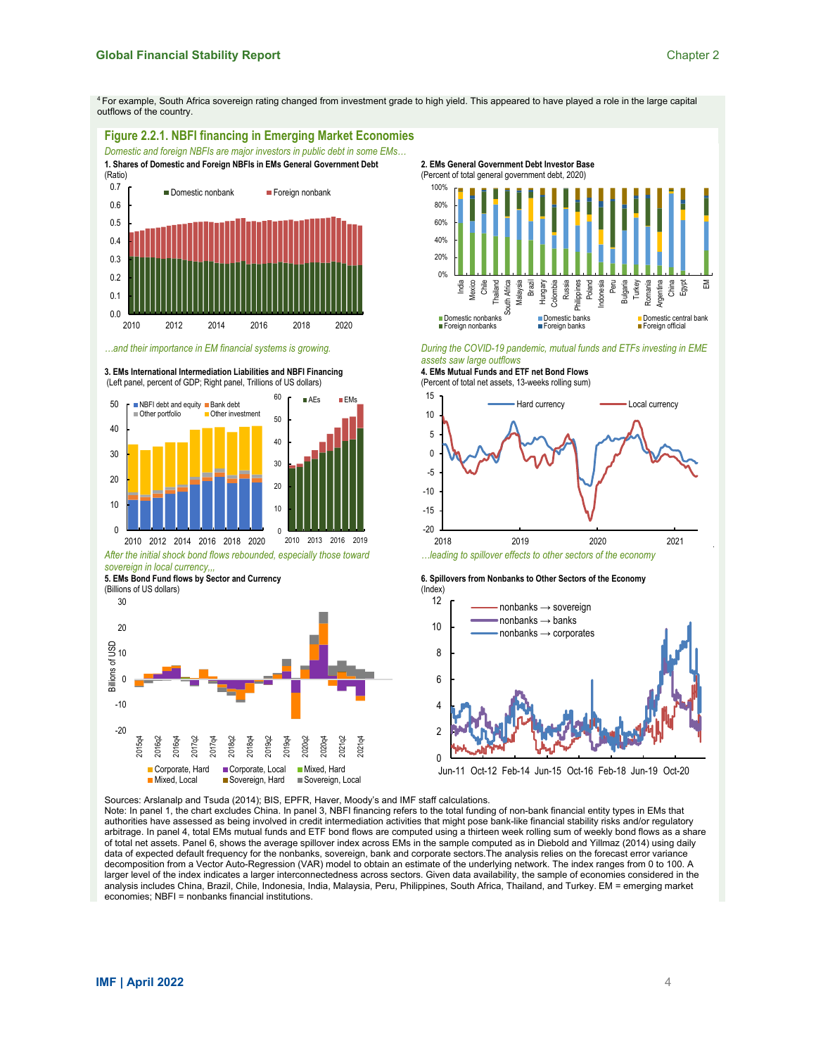[4] For example, South Africa sovereign rating changed from investment grade to high yield. This appeared to have played a role in the large capital outflows of the country.

## Figure 2.2.1. NBFI financing in Emerging Market Economies

*Domestic and foreign NBFIs are major investors in public debt in some EMs…*

**1. Shares of Domestic and Foreign NBFIs in EMs General Government Debt**
(Ratio)

**2. EMs General Government Debt Investor Base**
(Percent of total general government debt, 2020)

*…and their importance in EM financial systems is growing.*

**3. EMs International Intermediation Liabilities and NBFI Financing**
(Left panel, percent of GDP; Right panel, Trillions of US dollars)

*During the COVID-19 pandemic, mutual funds and ETFs investing in EME assets saw large outflows*

**4. EMs Mutual Funds and ETF net Bond Flows**
(Percent of total net assets, 13-weeks rolling sum)

*After the initial shock bond flows rebounded, especially those toward sovereign in local currency,,,*

**5. EMs Bond Fund flows by Sector and Currency**
(Billions of US dollars)

*…leading to spillover effects to other sectors of the economy*

**6. Spillovers from Nonbanks to Other Sectors of the Economy**
(Index)

Sources: Arslanalp and Tsuda (2014); BIS, EPFR, Haver, Moody's and IMF staff calculations.
Note: In panel 1, the chart excludes China. In panel 3, NBFI financing refers to the total funding of non-bank financial entity types in EMs that authorities have assessed as being involved in credit intermediation activities that might pose bank-like financial stability risks and/or regulatory arbitrage. In panel 4, total EMs mutual funds and ETF bond flows are computed using a thirteen week rolling sum of weekly bond flows as a share of total net assets. Panel 6, shows the average spillover index across EMs in the sample computed as in Diebold and Yillmaz (2014) using daily data of expected default frequency for the nonbanks, sovereign, bank and corporate sectors.The analysis relies on the forecast error variance decomposition from a Vector Auto-Regression (VAR) model to obtain an estimate of the underlying network. The index ranges from 0 to 100. A larger level of the index indicates a larger interconnectedness across sectors. Given data availability, the sample of economies considered in the analysis includes China, Brazil, Chile, Indonesia, India, Malaysia, Peru, Philippines, South Africa, Thailand, and Turkey. EM = emerging market economies; NBFI = nonbanks financial institutions.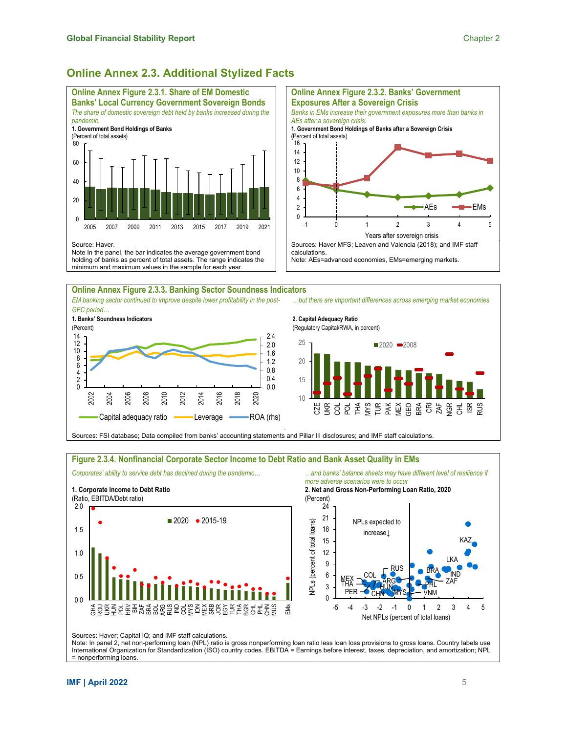## Online Annex 2.3. Additional Stylized Facts

### Online Annex Figure 2.3.1. Share of EM Domestic Banks' Local Currency Government Sovereign Bonds

*The share of domestic sovereign debt held by banks increased during the pandemic.*

**1. Government Bond Holdings of Banks**
(Percent of total assets)

Source: Haver.
Note In the panel, the bar indicates the average government bond holding of banks as percent of total assets. The range indicates the minimum and maximum values in the sample for each year.

### Online Annex Figure 2.3.2. Banks' Government Exposures After a Sovereign Crisis

*Banks in EMs increase their government exposures more than banks in AEs after a sovereign crisis.*

**1. Government Bond Holdings of Banks after a Sovereign Crisis**
(Percent of total assets)

Sources: Haver MFS; Leaven and Valencia (2018); and IMF staff calculations.
Note: AEs=advanced economies, EMs=emerging markets.

### Online Annex Figure 2.3.3. Banking Sector Soundness Indicators

*EM banking sector continued to improve despite lower profitability in the post-GFC period…*

**1. Banks' Soundness Indicators**
(Percent)

*…but there are important differences across emerging market economies*

**2. Capital Adequacy Ratio**
(Regulatory Capital/RWA, in percent)

Sources: FSI database; Data compiled from banks' accounting statements and Pillar III disclosures; and IMF staff calculations.

### Figure 2.3.4. Nonfinancial Corporate Sector Income to Debt Ratio and Bank Asset Quality in EMs

*Corporates' ability to service debt has declined during the pandemic…*

**1. Corporate Income to Debt Ratio**
(Ratio, EBITDA/Debt ratio)

*…and banks' balance sheets may have different level of resilience if more adverse scenarios were to occur*

**2. Net and Gross Non-Performing Loan Ratio, 2020**
(Percent)

Sources: Haver; Capital IQ; and IMF staff calculations.
Note: In panel 2, net non-performing loan (NPL) ratio is gross nonperforming loan ratio less loan loss provisions to gross loans. Country labels use International Organization for Standardization (ISO) country codes. EBITDA = Earnings before interest, taxes, depreciation, and amortization; NPL = nonperforming loans.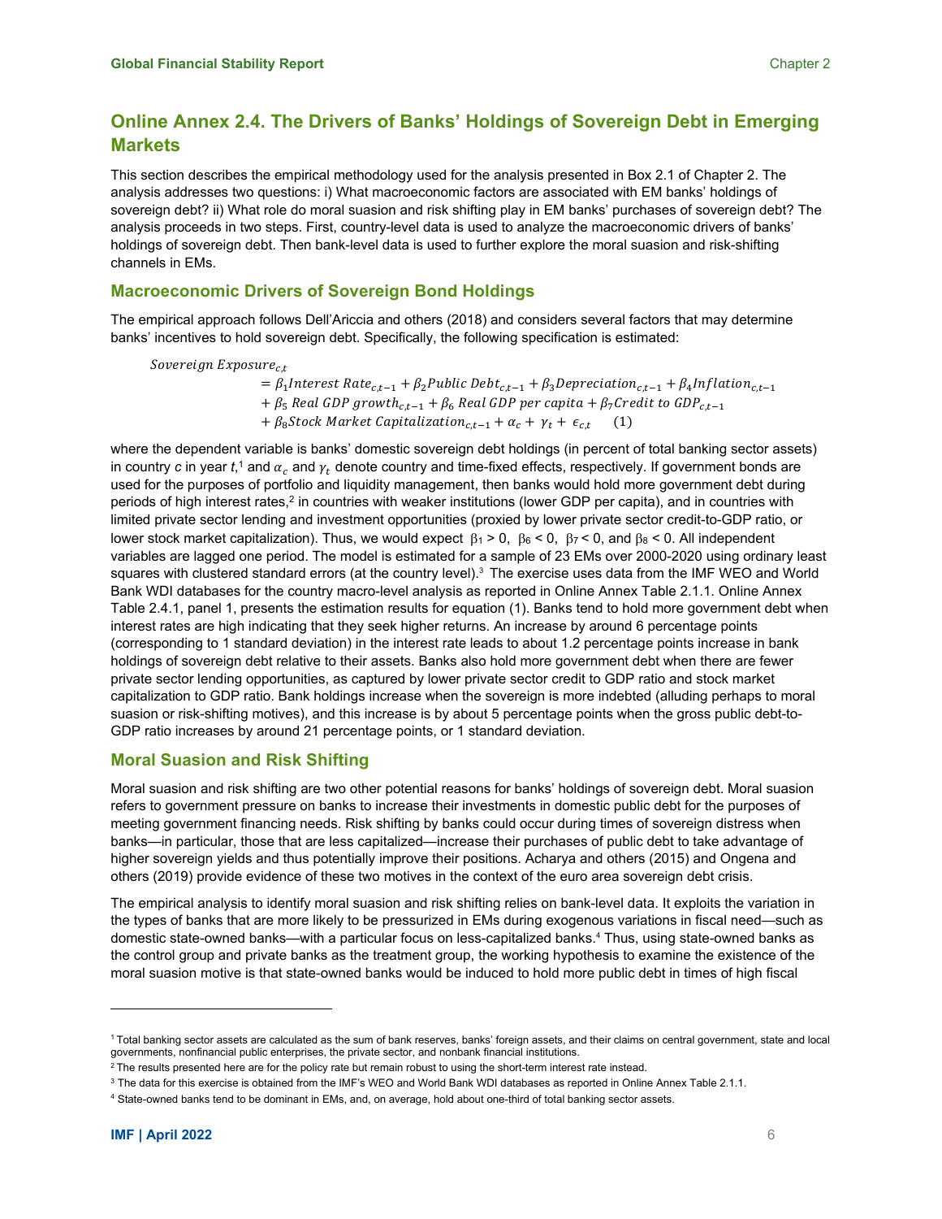## Online Annex 2.4. The Drivers of Banks' Holdings of Sovereign Debt in Emerging Markets

This section describes the empirical methodology used for the analysis presented in Box 2.1 of Chapter 2. The analysis addresses two questions: i) What macroeconomic factors are associated with EM banks' holdings of sovereign debt? ii) What role do moral suasion and risk shifting play in EM banks' purchases of sovereign debt? The analysis proceeds in two steps. First, country-level data is used to analyze the macroeconomic drivers of banks' holdings of sovereign debt. Then bank-level data is used to further explore the moral suasion and risk-shifting channels in EMs.

### Macroeconomic Drivers of Sovereign Bond Holdings

The empirical approach follows Dell'Ariccia and others (2018) and considers several factors that may determine banks' incentives to hold sovereign debt. Specifically, the following specification is estimated:

$$
\begin{aligned}
Sovereign\ Exposure_{c,t} &= \beta_1 Interest\ Rate_{c,t-1} + \beta_2 Public\ Debt_{c,t-1} + \beta_3 Depreciation_{c,t-1} + \beta_4 Inflation_{c,t-1} \\
&+ \beta_5\ Real\ GDP\ growth_{c,t-1} + \beta_6\ Real\ GDP\ per\ capita + \beta_7 Credit\ to\ GDP_{c,t-1} \\
&+ \beta_8 Stock\ Market\ Capitalization_{c,t-1} + \alpha_c + \gamma_t + \epsilon_{c,t} \qquad (1)
\end{aligned}
$$

where the dependent variable is banks' domestic sovereign debt holdings (in percent of total banking sector assets) in country *c* in year *t*,[1] and $\alpha_c$ and $\gamma_t$ denote country and time-fixed effects, respectively. If government bonds are used for the purposes of portfolio and liquidity management, then banks would hold more government debt during periods of high interest rates,[2] in countries with weaker institutions (lower GDP per capita), and in countries with limited private sector lending and investment opportunities (proxied by lower private sector credit-to-GDP ratio, or lower stock market capitalization). Thus, we would expect $\beta_1 > 0$, $\beta_6 < 0$, $\beta_7 < 0$, and $\beta_8 < 0$. All independent variables are lagged one period. The model is estimated for a sample of 23 EMs over 2000-2020 using ordinary least squares with clustered standard errors (at the country level).[3] The exercise uses data from the IMF WEO and World Bank WDI databases for the country macro-level analysis as reported in Online Annex Table 2.1.1. Online Annex Table 2.4.1, panel 1, presents the estimation results for equation (1). Banks tend to hold more government debt when interest rates are high indicating that they seek higher returns. An increase by around 6 percentage points (corresponding to 1 standard deviation) in the interest rate leads to about 1.2 percentage points increase in bank holdings of sovereign debt relative to their assets. Banks also hold more government debt when there are fewer private sector lending opportunities, as captured by lower private sector credit to GDP ratio and stock market capitalization to GDP ratio. Bank holdings increase when the sovereign is more indebted (alluding perhaps to moral suasion or risk-shifting motives), and this increase is by about 5 percentage points when the gross public debt-to-GDP ratio increases by around 21 percentage points, or 1 standard deviation.

### Moral Suasion and Risk Shifting

Moral suasion and risk shifting are two other potential reasons for banks' holdings of sovereign debt. Moral suasion refers to government pressure on banks to increase their investments in domestic public debt for the purposes of meeting government financing needs. Risk shifting by banks could occur during times of sovereign distress when banks—in particular, those that are less capitalized—increase their purchases of public debt to take advantage of higher sovereign yields and thus potentially improve their positions. Acharya and others (2015) and Ongena and others (2019) provide evidence of these two motives in the context of the euro area sovereign debt crisis.

The empirical analysis to identify moral suasion and risk shifting relies on bank-level data. It exploits the variation in the types of banks that are more likely to be pressurized in EMs during exogenous variations in fiscal need—such as domestic state-owned banks—with a particular focus on less-capitalized banks.[4] Thus, using state-owned banks as the control group and private banks as the treatment group, the working hypothesis to examine the existence of the moral suasion motive is that state-owned banks would be induced to hold more public debt in times of high fiscal

---

[1] Total banking sector assets are calculated as the sum of bank reserves, banks' foreign assets, and their claims on central government, state and local governments, nonfinancial public enterprises, the private sector, and nonbank financial institutions.

[2] The results presented here are for the policy rate but remain robust to using the short-term interest rate instead.

[3] The data for this exercise is obtained from the IMF's WEO and World Bank WDI databases as reported in Online Annex Table 2.1.1.

[4] State-owned banks tend to be dominant in EMs, and, on average, hold about one-third of total banking sector assets.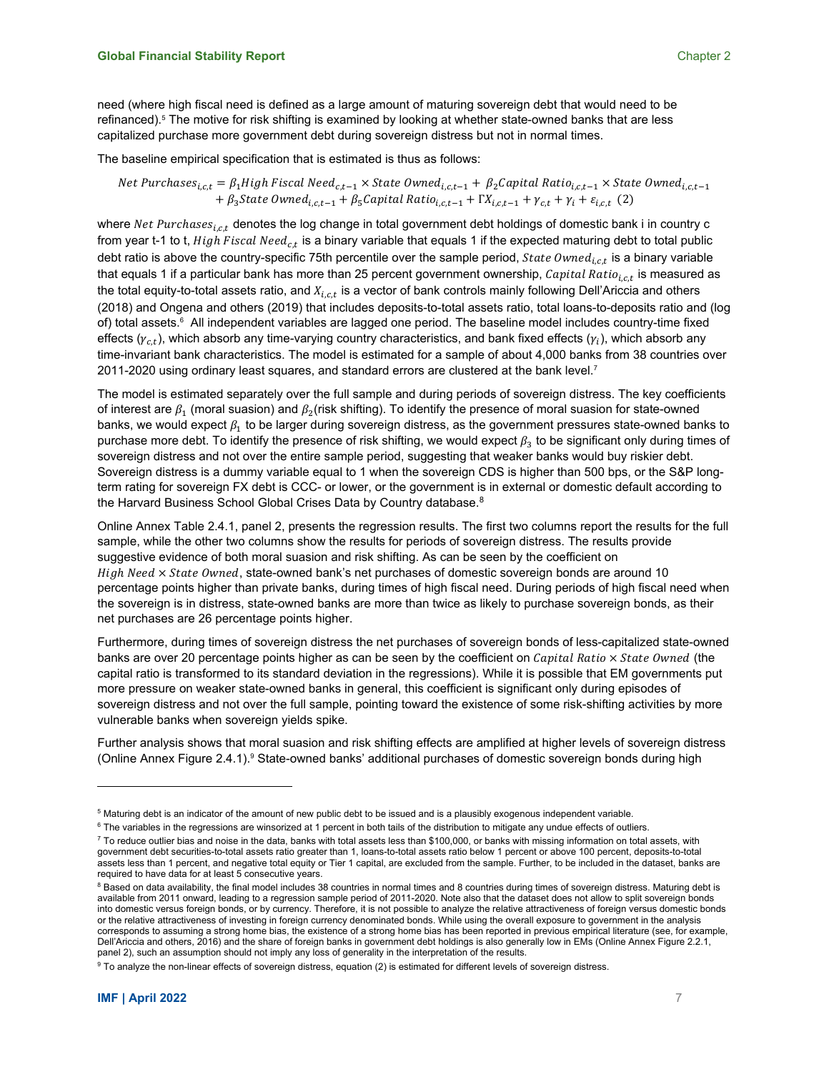need (where high fiscal need is defined as a large amount of maturing sovereign debt that would need to be refinanced).[5] The motive for risk shifting is examined by looking at whether state-owned banks that are less capitalized purchase more government debt during sovereign distress but not in normal times.

The baseline empirical specification that is estimated is thus as follows:

$$Net\ Purchases_{i,c,t} = \beta_1 High\ Fiscal\ Need_{c,t-1} \times State\ Owned_{i,c,t-1} + \beta_2 Capital\ Ratio_{i,c,t-1} \times State\ Owned_{i,c,t-1} + \beta_3 State\ Owned_{i,c,t-1} + \beta_5 Capital\ Ratio_{i,c,t-1} + \Gamma X_{i,c,t-1} + \gamma_{c,t} + \gamma_i + \varepsilon_{i,c,t} \quad (2)$$

where $Net\ Purchases_{i,c,t}$ denotes the log change in total government debt holdings of domestic bank i in country c from year t-1 to t, $High\ Fiscal\ Need_{c,t}$ is a binary variable that equals 1 if the expected maturing debt to total public debt ratio is above the country-specific 75th percentile over the sample period, $State\ Owned_{i,c,t}$ is a binary variable that equals 1 if a particular bank has more than 25 percent government ownership, $Capital\ Ratio_{i,c,t}$ is measured as the total equity-to-total assets ratio, and $X_{i,c,t}$ is a vector of bank controls mainly following Dell'Ariccia and others (2018) and Ongena and others (2019) that includes deposits-to-total assets ratio, total loans-to-deposits ratio and (log of) total assets.[6] All independent variables are lagged one period. The baseline model includes country-time fixed effects ($\gamma_{c,t}$), which absorb any time-varying country characteristics, and bank fixed effects ($\gamma_i$), which absorb any time-invariant bank characteristics. The model is estimated for a sample of about 4,000 banks from 38 countries over 2011-2020 using ordinary least squares, and standard errors are clustered at the bank level.[7]

The model is estimated separately over the full sample and during periods of sovereign distress. The key coefficients of interest are $\beta_1$ (moral suasion) and $\beta_2$(risk shifting). To identify the presence of moral suasion for state-owned banks, we would expect $\beta_1$ to be larger during sovereign distress, as the government pressures state-owned banks to purchase more debt. To identify the presence of risk shifting, we would expect $\beta_3$ to be significant only during times of sovereign distress and not over the entire sample period, suggesting that weaker banks would buy riskier debt. Sovereign distress is a dummy variable equal to 1 when the sovereign CDS is higher than 500 bps, or the S&P long-term rating for sovereign FX debt is CCC- or lower, or the government is in external or domestic default according to the Harvard Business School Global Crises Data by Country database.[8]

Online Annex Table 2.4.1, panel 2, presents the regression results. The first two columns report the results for the full sample, while the other two columns show the results for periods of sovereign distress. The results provide suggestive evidence of both moral suasion and risk shifting. As can be seen by the coefficient on $High\ Need \times State\ Owned$, state-owned bank's net purchases of domestic sovereign bonds are around 10 percentage points higher than private banks, during times of high fiscal need. During periods of high fiscal need when the sovereign is in distress, state-owned banks are more than twice as likely to purchase sovereign bonds, as their net purchases are 26 percentage points higher.

Furthermore, during times of sovereign distress the net purchases of sovereign bonds of less-capitalized state-owned banks are over 20 percentage points higher as can be seen by the coefficient on $Capital\ Ratio \times State\ Owned$ (the capital ratio is transformed to its standard deviation in the regressions). While it is possible that EM governments put more pressure on weaker state-owned banks in general, this coefficient is significant only during episodes of sovereign distress and not over the full sample, pointing toward the existence of some risk-shifting activities by more vulnerable banks when sovereign yields spike.

Further analysis shows that moral suasion and risk shifting effects are amplified at higher levels of sovereign distress (Online Annex Figure 2.4.1).[9] State-owned banks' additional purchases of domestic sovereign bonds during high

---

[5] Maturing debt is an indicator of the amount of new public debt to be issued and is a plausibly exogenous independent variable.

[6] The variables in the regressions are winsorized at 1 percent in both tails of the distribution to mitigate any undue effects of outliers.

[7] To reduce outlier bias and noise in the data, banks with total assets less than $100,000, or banks with missing information on total assets, with government debt securities-to-total assets ratio greater than 1, loans-to-total assets ratio below 1 percent or above 100 percent, deposits-to-total assets less than 1 percent, and negative total equity or Tier 1 capital, are excluded from the sample. Further, to be included in the dataset, banks are required to have data for at least 5 consecutive years.

[8] Based on data availability, the final model includes 38 countries in normal times and 8 countries during times of sovereign distress. Maturing debt is available from 2011 onward, leading to a regression sample period of 2011-2020. Note also that the dataset does not allow to split sovereign bonds into domestic versus foreign bonds, or by currency. Therefore, it is not possible to analyze the relative attractiveness of foreign versus domestic bonds or the relative attractiveness of investing in foreign currency denominated bonds. While using the overall exposure to government in the analysis corresponds to assuming a strong home bias, the existence of a strong home bias has been reported in previous empirical literature (see, for example, Dell'Ariccia and others, 2016) and the share of foreign banks in government debt holdings is also generally low in EMs (Online Annex Figure 2.2.1, panel 2), such an assumption should not imply any loss of generality in the interpretation of the results.

[9] To analyze the non-linear effects of sovereign distress, equation (2) is estimated for different levels of sovereign distress.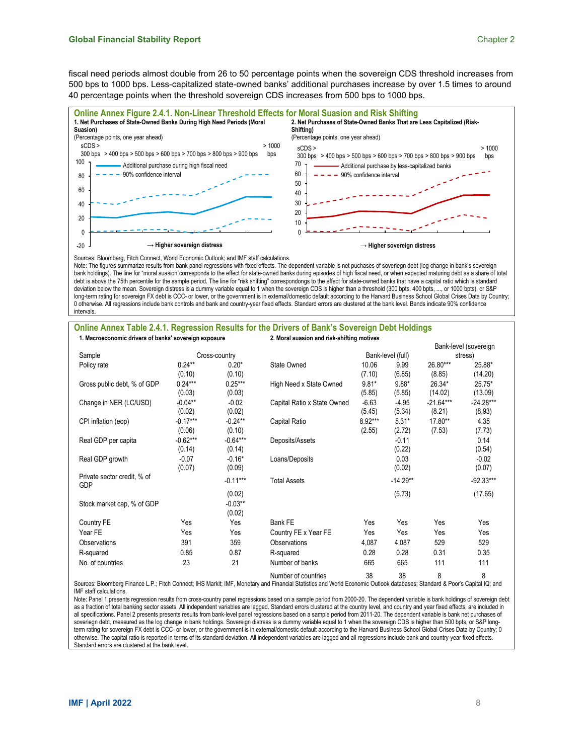fiscal need periods almost double from 26 to 50 percentage points when the sovereign CDS threshold increases from 500 bps to 1000 bps. Less-capitalized state-owned banks' additional purchases increase by over 1.5 times to around 40 percentage points when the threshold sovereign CDS increases from 500 bps to 1000 bps.

## Online Annex Figure 2.4.1. Non-Linear Threshold Effects for Moral Suasion and Risk Shifting

**1. Net Purchases of State-Owned Banks During High Need Periods (Moral Suasion)**
(Percentage points, one year ahead)

sCDS > 300 bps, > 400 bps, > 500 bps, > 600 bps, > 700 bps, > 800 bps, > 900 bps, > 1000 bps

Additional purchase during high fiscal need
90% confidence interval

→ Higher sovereign distress

**2. Net Purchases of State-Owned Banks That are Less Capitalized (Risk-Shifting)**
(Percentage points, one year ahead)

sCDS > 300 bps, > 400 bps, > 500 bps, > 600 bps, > 700 bps, > 800 bps, > 900 bps, > 1000 bps

Additional purchase by less-capitalized banks
90% confidence interval

→ Higher sovereign distress

Sources: Bloomberg, Fitch Connect, World Economic Outlook; and IMF staff calculations.
Note: The figures summarize results from bank panel regressions with fixed effects. The dependent variable is net puchases of sovereign debt (log change in bank's sovereign bank holdings). The line for "moral suasion"corresponds to the effect for state-owned banks during episodes of high fiscal need, or when expected maturing debt as a share of total debt is above the 75th percentile for the sample period. The line for "risk shifting" correspondongs to the effect for state-owned banks that have a capital ratio which is standard deviation below the mean. Sovereign distress is a dummy variable equal to 1 when the sovereign CDS is higher than a threshold (300 bpts, 400 bpts, ..., or 1000 bpts), or S&P long-term rating for sovereign FX debt is CCC- or lower, or the government is in external/domestic default according to the Harvard Business School Global Crises Data by Country; 0 otherwise. All regressions include bank controls and bank and country-year fixed effects. Standard errors are clustered at the bank level. Bands indicate 90% confidence intervals.

## Online Annex Table 2.4.1. Regression Results for the Drivers of Bank's Sovereign Debt Holdings

**1. Macroeconomic drivers of banks' sovereign exposure**

| Sample | Cross-country | |
|---|---|---|
| Policy rate | 0.24** | 0.20* |
| | (0.10) | (0.10) |
| Gross public debt, % of GDP | 0.24*** | 0.25*** |
| | (0.03) | (0.03) |
| Change in NER (LC/USD) | -0.04** | -0.02 |
| | (0.02) | (0.02) |
| CPI inflation (eop) | -0.17*** | -0.24** |
| | (0.06) | (0.10) |
| Real GDP per capita | -0.62*** | -0.64*** |
| | (0.14) | (0.14) |
| Real GDP growth | -0.07 | -0.16* |
| | (0.07) | (0.09) |
| Private sector credit, % of GDP | | -0.11*** |
| | | (0.02) |
| Stock market cap, % of GDP | | -0.03** |
| | | (0.02) |
| Country FE | Yes | Yes |
| Year FE | Yes | Yes |
| Observations | 391 | 359 |
| R-squared | 0.85 | 0.87 |
| No. of countries | 23 | 21 |

**2. Moral suasion and risk-shifting motives**

| | Bank-level (full) | | Bank-level (sovereign stress) | |
|---|---|---|---|---|
| State Owned | 10.06 | 9.99 | 26.80*** | 25.88* |
| | (7.10) | (6.85) | (8.85) | (14.20) |
| High Need x State Owned | 9.81* | 9.88* | 26.34* | 25.75* |
| | (5.85) | (5.85) | (14.02) | (13.09) |
| Capital Ratio x State Owned | -6.63 | -4.95 | -21.64*** | -24.28*** |
| | (5.45) | (5.34) | (8.21) | (8.93) |
| Capital Ratio | 8.92*** | 5.31* | 17.80** | 4.35 |
| | (2.55) | (2.72) | (7.53) | (7.73) |
| Deposits/Assets | | -0.11 | | 0.14 |
| | | (0.22) | | (0.54) |
| Loans/Deposits | | 0.03 | | -0.02 |
| | | (0.02) | | (0.07) |
| Total Assets | | -14.29** | | -92.33*** |
| | | (5.73) | | (17.65) |
| Bank FE | Yes | Yes | Yes | Yes |
| Country FE x Year FE | Yes | Yes | Yes | Yes |
| Observations | 4,087 | 4,087 | 529 | 529 |
| R-squared | 0.28 | 0.28 | 0.31 | 0.35 |
| Number of banks | 665 | 665 | 111 | 111 |
| Number of countries | 38 | 38 | 8 | 8 |

Sources: Bloomberg Finance L.P.; Fitch Connect; IHS Markit; IMF, Monetary and Financial Statistics and World Economic Outlook databases; Standard & Poor's Capital IQ; and IMF staff calculations.
Note: Panel 1 presents regression results from cross-country panel regressions based on a sample period from 2000-20. The dependent variable is bank holdings of sovereign debt as a fraction of total banking sector assets. All independent variables are lagged. Standard errors clustered at the country level, and country and year fixed effects, are included in all specifications. Panel 2 presents presents results from bank-level panel regressions based on a sample period from 2011-20. The dependent variable is bank net purchases of soverign debt, measured as the log change in bank holdings. Sovereign distress is a dummy variable equal to 1 when the sovereign CDS is higher than 500 bpts, or S&P long-term rating for sovereign FX debt is CCC- or lower, or the government is in external/domestic default according to the Harvard Business School Global Crises Data by Country; 0 otherwise. The capital ratio is reported in terms of its standard deviation. All independent variables are lagged and all regressions include bank and country-year fixed effects. Standard errors are clustered at the bank level.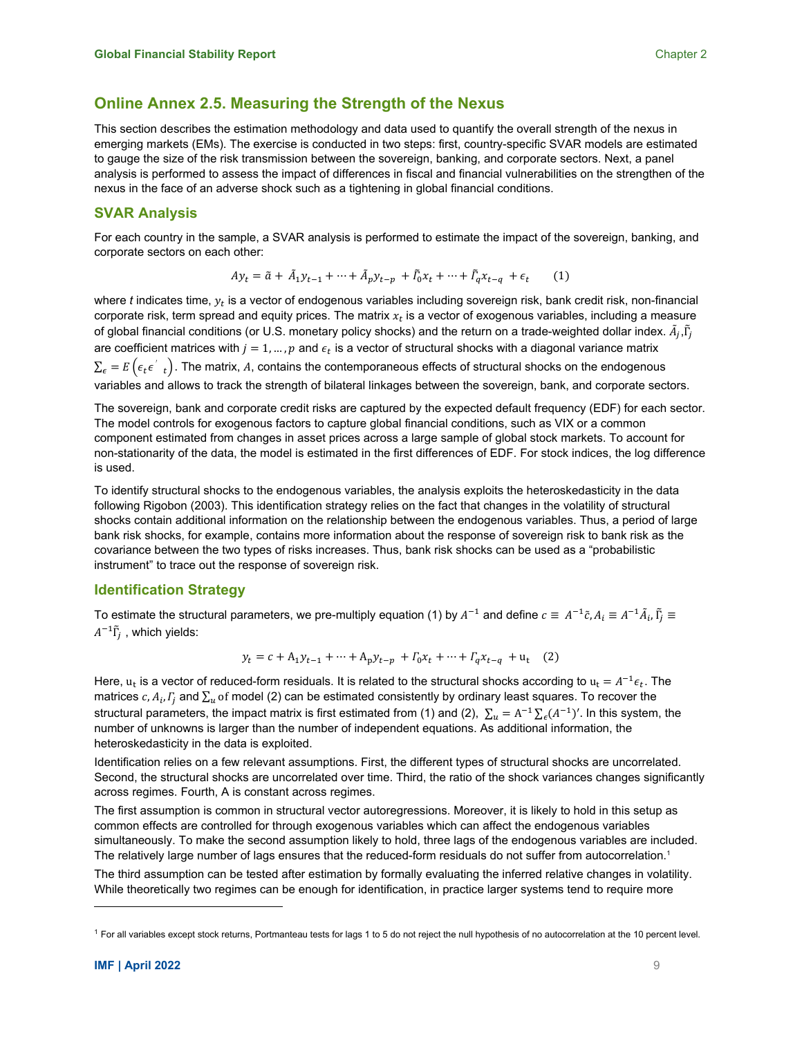## Online Annex 2.5. Measuring the Strength of the Nexus

This section describes the estimation methodology and data used to quantify the overall strength of the nexus in emerging markets (EMs). The exercise is conducted in two steps: first, country-specific SVAR models are estimated to gauge the size of the risk transmission between the sovereign, banking, and corporate sectors. Next, a panel analysis is performed to assess the impact of differences in fiscal and financial vulnerabilities on the strengthen of the nexus in the face of an adverse shock such as a tightening in global financial conditions.

### SVAR Analysis

For each country in the sample, a SVAR analysis is performed to estimate the impact of the sovereign, banking, and corporate sectors on each other:

$$Ay_t = \tilde{a} + \tilde{A}_1 y_{t-1} + \cdots + \tilde{A}_p y_{t-p} + \tilde{\Gamma}_0 x_t + \cdots + \tilde{\Gamma}_q x_{t-q} + \epsilon_t \qquad (1)$$

where $t$ indicates time, $y_t$ is a vector of endogenous variables including sovereign risk, bank credit risk, non-financial corporate risk, term spread and equity prices. The matrix $x_t$ is a vector of exogenous variables, including a measure of global financial conditions (or U.S. monetary policy shocks) and the return on a trade-weighted dollar index. $\tilde{A}_j, \tilde{\Gamma}_j$ are coefficient matrices with $j = 1, \ldots, p$ and $\epsilon_t$ is a vector of structural shocks with a diagonal variance matrix $\sum_\epsilon = E\left(\epsilon_t \epsilon'_t\right)$. The matrix, $A$, contains the contemporaneous effects of structural shocks on the endogenous variables and allows to track the strength of bilateral linkages between the sovereign, bank, and corporate sectors.

The sovereign, bank and corporate credit risks are captured by the expected default frequency (EDF) for each sector. The model controls for exogenous factors to capture global financial conditions, such as VIX or a common component estimated from changes in asset prices across a large sample of global stock markets. To account for non-stationarity of the data, the model is estimated in the first differences of EDF. For stock indices, the log difference is used.

To identify structural shocks to the endogenous variables, the analysis exploits the heteroskedasticity in the data following Rigobon (2003). This identification strategy relies on the fact that changes in the volatility of structural shocks contain additional information on the relationship between the endogenous variables. Thus, a period of large bank risk shocks, for example, contains more information about the response of sovereign risk to bank risk as the covariance between the two types of risks increases. Thus, bank risk shocks can be used as a "probabilistic instrument" to trace out the response of sovereign risk.

### Identification Strategy

To estimate the structural parameters, we pre-multiply equation (1) by $A^{-1}$ and define $c \equiv A^{-1}\tilde{c}, A_i \equiv A^{-1}\tilde{A}_i, \tilde{\Gamma}_j \equiv A^{-1}\tilde{\Gamma}_j$ , which yields:

$$y_t = c + \mathrm{A}_1 y_{t-1} + \cdots + \mathrm{A}_p y_{t-p} + \Gamma_0 x_t + \cdots + \Gamma_q x_{t-q} + \mathrm{u}_t \qquad (2)$$

Here, $\mathrm{u}_t$ is a vector of reduced-form residuals. It is related to the structural shocks according to $\mathrm{u}_t = A^{-1}\epsilon_t$. The matrices $c, A_i, \Gamma_j$ and $\sum_u$ of model (2) can be estimated consistently by ordinary least squares. To recover the structural parameters, the impact matrix is first estimated from (1) and (2), $\sum_u = \mathrm{A}^{-1} \sum_\epsilon (A^{-1})'$. In this system, the number of unknowns is larger than the number of independent equations. As additional information, the heteroskedasticity in the data is exploited.

Identification relies on a few relevant assumptions. First, the different types of structural shocks are uncorrelated. Second, the structural shocks are uncorrelated over time. Third, the ratio of the shock variances changes significantly across regimes. Fourth, A is constant across regimes.

The first assumption is common in structural vector autoregressions. Moreover, it is likely to hold in this setup as common effects are controlled for through exogenous variables which can affect the endogenous variables simultaneously. To make the second assumption likely to hold, three lags of the endogenous variables are included. The relatively large number of lags ensures that the reduced-form residuals do not suffer from autocorrelation.[1]

The third assumption can be tested after estimation by formally evaluating the inferred relative changes in volatility. While theoretically two regimes can be enough for identification, in practice larger systems tend to require more

[1] For all variables except stock returns, Portmanteau tests for lags 1 to 5 do not reject the null hypothesis of no autocorrelation at the 10 percent level.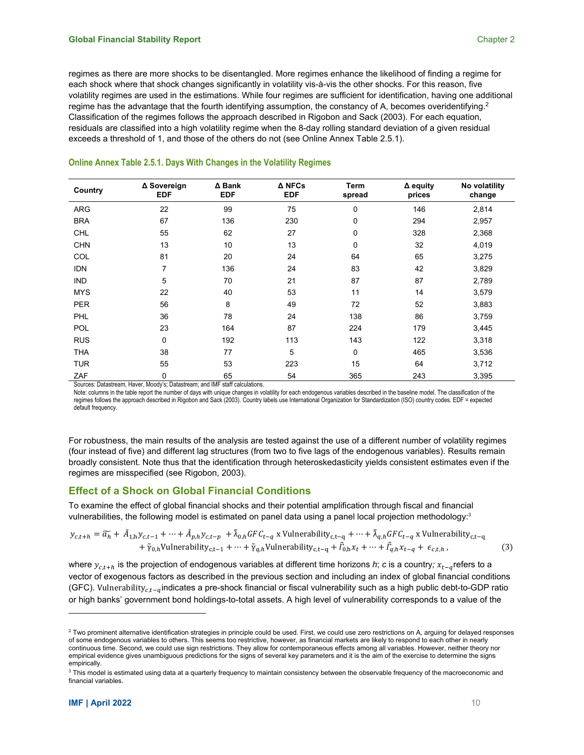regimes as there are more shocks to be disentangled. More regimes enhance the likelihood of finding a regime for each shock where that shock changes significantly in volatility vis-à-vis the other shocks. For this reason, five volatility regimes are used in the estimations. While four regimes are sufficient for identification, having one additional regime has the advantage that the fourth identifying assumption, the constancy of A, becomes overidentifying.[2] Classification of the regimes follows the approach described in Rigobon and Sack (2003). For each equation, residuals are classified into a high volatility regime when the 8-day rolling standard deviation of a given residual exceeds a threshold of 1, and those of the others do not (see Online Annex Table 2.5.1).

**Online Annex Table 2.5.1. Days With Changes in the Volatility Regimes**

| Country | Δ Sovereign EDF | Δ Bank EDF | Δ NFCs EDF | Term spread | Δ equity prices | No volatility change |
|---|---|---|---|---|---|---|
| ARG | 22 | 99 | 75 | 0 | 146 | 2,814 |
| BRA | 67 | 136 | 230 | 0 | 294 | 2,957 |
| CHL | 55 | 62 | 27 | 0 | 328 | 2,368 |
| CHN | 13 | 10 | 13 | 0 | 32 | 4,019 |
| COL | 81 | 20 | 24 | 64 | 65 | 3,275 |
| IDN | 7 | 136 | 24 | 83 | 42 | 3,829 |
| IND | 5 | 70 | 21 | 87 | 87 | 2,789 |
| MYS | 22 | 40 | 53 | 11 | 14 | 3,579 |
| PER | 56 | 8 | 49 | 72 | 52 | 3,883 |
| PHL | 36 | 78 | 24 | 138 | 86 | 3,759 |
| POL | 23 | 164 | 87 | 224 | 179 | 3,445 |
| RUS | 0 | 192 | 113 | 143 | 122 | 3,318 |
| THA | 38 | 77 | 5 | 0 | 465 | 3,536 |
| TUR | 55 | 53 | 223 | 15 | 64 | 3,712 |
| ZAF | 0 | 65 | 54 | 365 | 243 | 3,395 |

Sources: Datastream, Haver, Moody's; Datastream; and IMF staff calculations.
Note: columns in the table report the number of days with unique changes in volatility for each endogenous variables described in the baseline model. The classification of the regimes follows the approach described in Rigobon and Sack (2003). Country labels use International Organization for Standardization (ISO) country codes. EDF = expected default frequency.

For robustness, the main results of the analysis are tested against the use of a different number of volatility regimes (four instead of five) and different lag structures (from two to five lags of the endogenous variables). Results remain broadly consistent. Note thus that the identification through heteroskedasticity yields consistent estimates even if the regimes are misspecified (see Rigobon, 2003).

## Effect of a Shock on Global Financial Conditions

To examine the effect of global financial shocks and their potential amplification through fiscal and financial vulnerabilities, the following model is estimated on panel data using a panel local projection methodology:[3]

$$y_{c,t+h} = \widetilde{\alpha_h} + \tilde{A}_{1,h} y_{c,t-1} + \cdots + \tilde{A}_{p,h} y_{c,t-p} + \tilde{\lambda}_{0,h} GFC_{t-q} \text{ x Vulnerability}_{c,t-q} + \cdots + \tilde{\lambda}_{q,h} GFC_{t-q} \text{ x Vulnerability}_{c,t-q} + \tilde{\gamma}_{0,h} \text{Vulnerability}_{c,t-1} + \cdots + \tilde{\gamma}_{q,h} \text{Vulnerability}_{c,t-q} + \tilde{\Gamma}_{0,h} x_t + \cdots + \tilde{\Gamma}_{q,h} x_{t-q} + \epsilon_{c,t,h}, \quad (3)$$

where $y_{c,t+h}$ is the projection of endogenous variables at different time horizons $h$; $c$ is a country; $x_{t-q}$ refers to a vector of exogenous factors as described in the previous section and including an index of global financial conditions (GFC). $\text{Vulnerability}_{c,t-q}$ indicates a pre-shock financial or fiscal vulnerability such as a high public debt-to-GDP ratio or high banks' government bond holdings-to-total assets. A high level of vulnerability corresponds to a value of the

---

[2] Two prominent alternative identification strategies in principle could be used. First, we could use zero restrictions on A, arguing for delayed responses of some endogenous variables to others. This seems too restrictive, however, as financial markets are likely to respond to each other in nearly continuous time. Second, we could use sign restrictions. They allow for contemporaneous effects among all variables. However, neither theory nor empirical evidence gives unambiguous predictions for the signs of several key parameters and it is the aim of the exercise to determine the signs empirically.

[3] This model is estimated using data at a quarterly frequency to maintain consistency between the observable frequency of the macroeconomic and financial variables.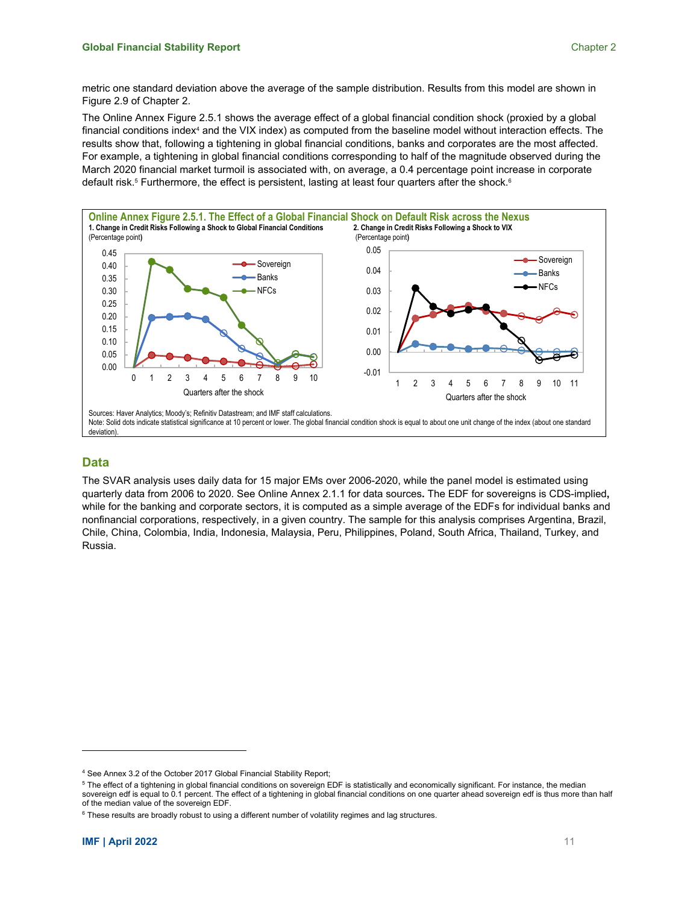metric one standard deviation above the average of the sample distribution. Results from this model are shown in Figure 2.9 of Chapter 2.

The Online Annex Figure 2.5.1 shows the average effect of a global financial condition shock (proxied by a global financial conditions index[4] and the VIX index) as computed from the baseline model without interaction effects. The results show that, following a tightening in global financial conditions, banks and corporates are the most affected. For example, a tightening in global financial conditions corresponding to half of the magnitude observed during the March 2020 financial market turmoil is associated with, on average, a 0.4 percentage point increase in corporate default risk.[5] Furthermore, the effect is persistent, lasting at least four quarters after the shock.[6]

**Online Annex Figure 2.5.1. The Effect of a Global Financial Shock on Default Risk across the Nexus**

1. Change in Credit Risks Following a Shock to Global Financial Conditions (Percentage point)

2. Change in Credit Risks Following a Shock to VIX (Percentage point)

Sources: Haver Analytics; Moody's; Refinitiv Datastream; and IMF staff calculations.
Note: Solid dots indicate statistical significance at 10 percent or lower. The global financial condition shock is equal to about one unit change of the index (about one standard deviation).

## Data

The SVAR analysis uses daily data for 15 major EMs over 2006-2020, while the panel model is estimated using quarterly data from 2006 to 2020. See Online Annex 2.1.1 for data sources. The EDF for sovereigns is CDS-implied**,** while for the banking and corporate sectors, it is computed as a simple average of the EDFs for individual banks and nonfinancial corporations, respectively, in a given country. The sample for this analysis comprises Argentina, Brazil, Chile, China, Colombia, India, Indonesia, Malaysia, Peru, Philippines, Poland, South Africa, Thailand, Turkey, and Russia.

---

[4] See Annex 3.2 of the October 2017 Global Financial Stability Report;

[5] The effect of a tightening in global financial conditions on sovereign EDF is statistically and economically significant. For instance, the median sovereign edf is equal to 0.1 percent. The effect of a tightening in global financial conditions on one quarter ahead sovereign edf is thus more than half of the median value of the sovereign EDF.

[6] These results are broadly robust to using a different number of volatility regimes and lag structures.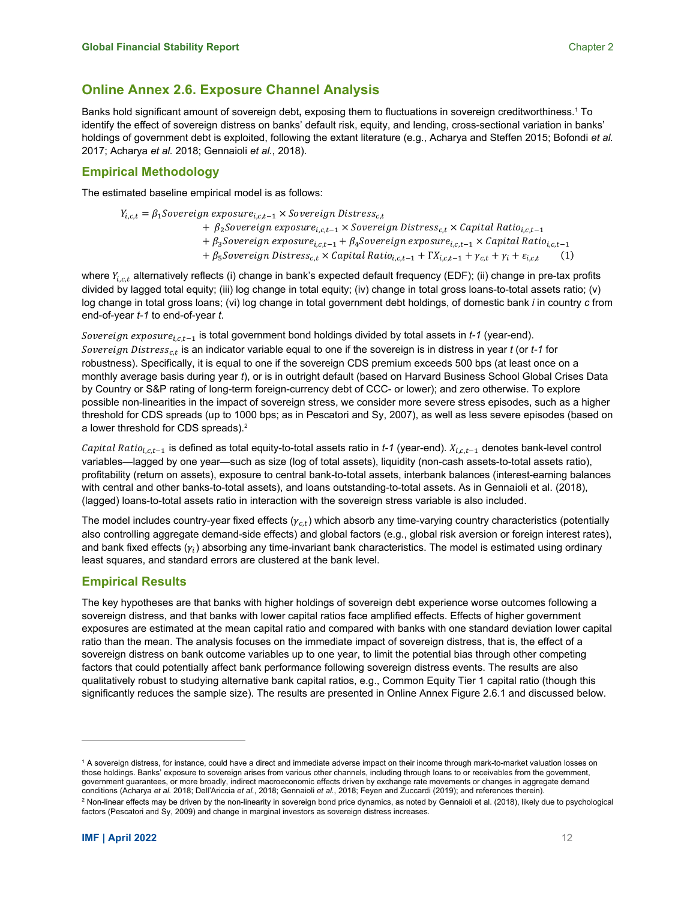## Online Annex 2.6. Exposure Channel Analysis

Banks hold significant amount of sovereign debt**,** exposing them to fluctuations in sovereign creditworthiness.[1] To identify the effect of sovereign distress on banks' default risk, equity, and lending, cross-sectional variation in banks' holdings of government debt is exploited, following the extant literature (e.g., Acharya and Steffen 2015; Bofondi *et al.* 2017; Acharya *et al.* 2018; Gennaioli *et al.*, 2018).

### Empirical Methodology

The estimated baseline empirical model is as follows:

$$
\begin{aligned}
Y_{i,c,t} = \; & \beta_1 Sovereign\ exposure_{i,c,t-1} \times Sovereign\ Distress_{c,t} \\
& + \beta_2 Sovereign\ exposure_{i,c,t-1} \times Sovereign\ Distress_{c,t} \times Capital\ Ratio_{i,c,t-1} \\
& + \beta_3 Sovereign\ exposure_{i,c,t-1} + \beta_4 Sovereign\ exposure_{i,c,t-1} \times Capital\ Ratio_{i,c,t-1} \\
& + \beta_5 Sovereign\ Distress_{c,t} \times Capital\ Ratio_{i,c,t-1} + \Gamma X_{i,c,t-1} + \gamma_{c,t} + \gamma_i + \varepsilon_{i,c,t} \qquad (1)
\end{aligned}
$$

where $Y_{i,c,t}$ alternatively reflects (i) change in bank's expected default frequency (EDF); (ii) change in pre-tax profits divided by lagged total equity; (iii) log change in total equity; (iv) change in total gross loans-to-total assets ratio; (v) log change in total gross loans; (vi) log change in total government debt holdings, of domestic bank *i* in country *c* from end-of-year *t-1* to end-of-year *t*.

$Sovereign\ exposure_{i,c,t-1}$ is total government bond holdings divided by total assets in *t-1* (year-end). $Sovereign\ Distress_{c,t}$ is an indicator variable equal to one if the sovereign is in distress in year *t* (or *t-1* for robustness). Specifically, it is equal to one if the sovereign CDS premium exceeds 500 bps (at least once on a monthly average basis during year *t*), or is in outright default (based on Harvard Business School Global Crises Data by Country or S&P rating of long-term foreign-currency debt of CCC- or lower); and zero otherwise. To explore possible non-linearities in the impact of sovereign stress, we consider more severe stress episodes, such as a higher threshold for CDS spreads (up to 1000 bps; as in Pescatori and Sy, 2007), as well as less severe episodes (based on a lower threshold for CDS spreads).[2]

$Capital\ Ratio_{i,c,t-1}$ is defined as total equity-to-total assets ratio in *t-1* (year-end). $X_{i,c,t-1}$ denotes bank-level control variables—lagged by one year—such as size (log of total assets), liquidity (non-cash assets-to-total assets ratio), profitability (return on assets), exposure to central bank-to-total assets, interbank balances (interest-earning balances with central and other banks-to-total assets), and loans outstanding-to-total assets. As in Gennaioli et al. (2018), (lagged) loans-to-total assets ratio in interaction with the sovereign stress variable is also included.

The model includes country-year fixed effects ($\gamma_{c,t}$) which absorb any time-varying country characteristics (potentially also controlling aggregate demand-side effects) and global factors (e.g., global risk aversion or foreign interest rates), and bank fixed effects ($\gamma_i$) absorbing any time-invariant bank characteristics. The model is estimated using ordinary least squares, and standard errors are clustered at the bank level.

### Empirical Results

The key hypotheses are that banks with higher holdings of sovereign debt experience worse outcomes following a sovereign distress, and that banks with lower capital ratios face amplified effects. Effects of higher government exposures are estimated at the mean capital ratio and compared with banks with one standard deviation lower capital ratio than the mean. The analysis focuses on the immediate impact of sovereign distress, that is, the effect of a sovereign distress on bank outcome variables up to one year, to limit the potential bias through other competing factors that could potentially affect bank performance following sovereign distress events. The results are also qualitatively robust to studying alternative bank capital ratios, e.g., Common Equity Tier 1 capital ratio (though this significantly reduces the sample size). The results are presented in Online Annex Figure 2.6.1 and discussed below.

---

[1] A sovereign distress, for instance, could have a direct and immediate adverse impact on their income through mark-to-market valuation losses on those holdings. Banks' exposure to sovereign arises from various other channels, including through loans to or receivables from the government, government guarantees, or more broadly, indirect macroeconomic effects driven by exchange rate movements or changes in aggregate demand conditions (Acharya *et al.* 2018; Dell'Ariccia *et al.*, 2018; Gennaioli *et al.*, 2018; Feyen and Zuccardi (2019); and references therein).

[2] Non-linear effects may be driven by the non-linearity in sovereign bond price dynamics, as noted by Gennaioli et al. (2018), likely due to psychological factors (Pescatori and Sy, 2009) and change in marginal investors as sovereign distress increases.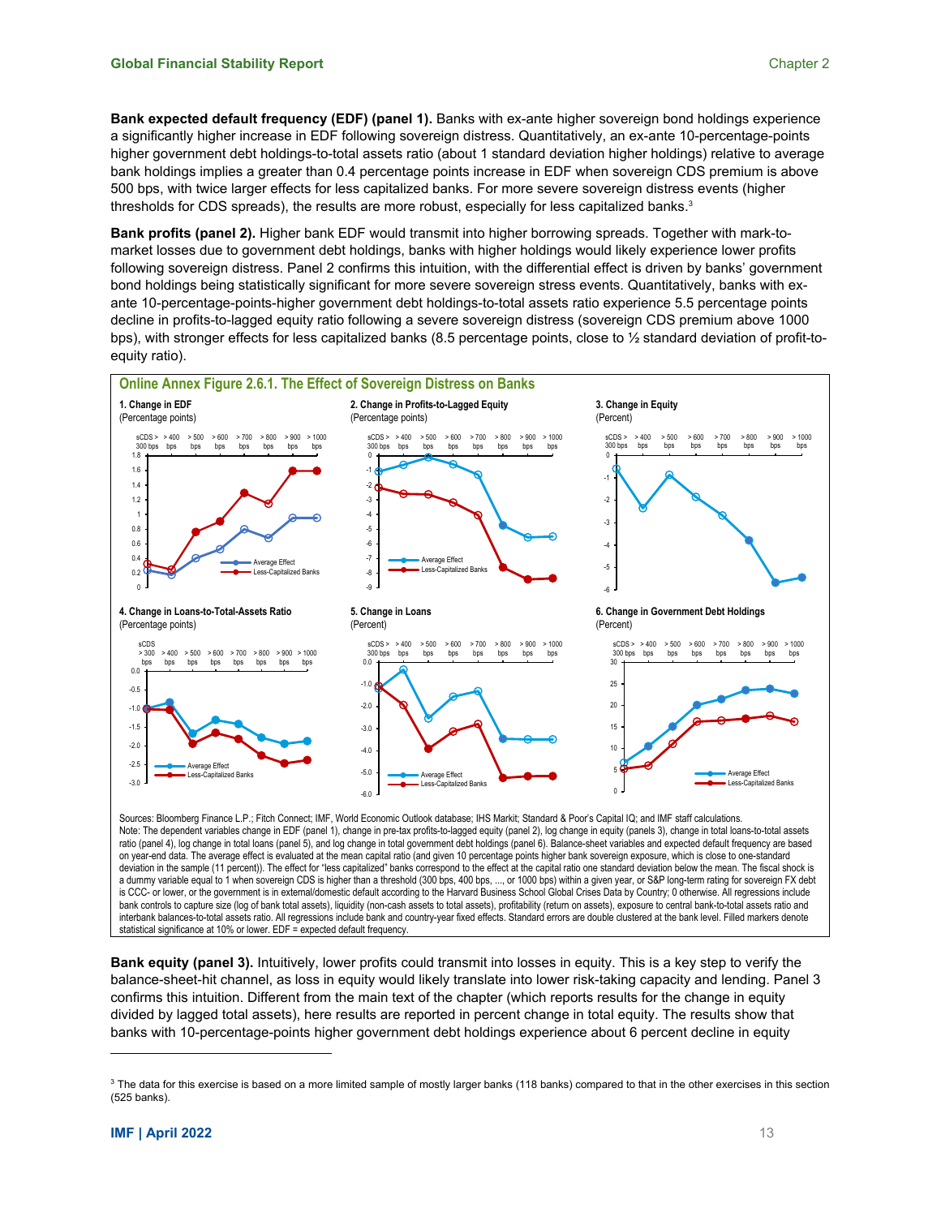**Bank expected default frequency (EDF) (panel 1).** Banks with ex-ante higher sovereign bond holdings experience a significantly higher increase in EDF following sovereign distress. Quantitatively, an ex-ante 10-percentage-points higher government debt holdings-to-total assets ratio (about 1 standard deviation higher holdings) relative to average bank holdings implies a greater than 0.4 percentage points increase in EDF when sovereign CDS premium is above 500 bps, with twice larger effects for less capitalized banks. For more severe sovereign distress events (higher thresholds for CDS spreads), the results are more robust, especially for less capitalized banks.[3]

**Bank profits (panel 2).** Higher bank EDF would transmit into higher borrowing spreads. Together with mark-to-market losses due to government debt holdings, banks with higher holdings would likely experience lower profits following sovereign distress. Panel 2 confirms this intuition, with the differential effect is driven by banks' government bond holdings being statistically significant for more severe sovereign stress events. Quantitatively, banks with ex-ante 10-percentage-points-higher government debt holdings-to-total assets ratio experience 5.5 percentage points decline in profits-to-lagged equity ratio following a severe sovereign distress (sovereign CDS premium above 1000 bps), with stronger effects for less capitalized banks (8.5 percentage points, close to ½ standard deviation of profit-to-equity ratio).

**Online Annex Figure 2.6.1. The Effect of Sovereign Distress on Banks**

1. Change in EDF (Percentage points)

2. Change in Profits-to-Lagged Equity (Percentage points)

3. Change in Equity (Percent)

4. Change in Loans-to-Total-Assets Ratio (Percentage points)

5. Change in Loans (Percent)

6. Change in Government Debt Holdings (Percent)

Sources: Bloomberg Finance L.P.; Fitch Connect; IMF, World Economic Outlook database; IHS Markit; Standard & Poor's Capital IQ; and IMF staff calculations.
Note: The dependent variables change in EDF (panel 1), change in pre-tax profits-to-lagged equity (panel 2), log change in equity (panels 3), change in total loans-to-total assets ratio (panel 4), log change in total loans (panel 5), and log change in total government debt holdings (panel 6). Balance-sheet variables and expected default frequency are based on year-end data. The average effect is evaluated at the mean capital ratio (and given 10 percentage points higher bank sovereign exposure, which is close to one-standard deviation in the sample (11 percent)). The effect for "less capitalized" banks correspond to the effect at the capital ratio one standard deviation below the mean. The fiscal shock is a dummy variable equal to 1 when sovereign CDS is higher than a threshold (300 bps, 400 bps, ..., or 1000 bps) within a given year, or S&P long-term rating for sovereign FX debt is CCC- or lower, or the government is in external/domestic default according to the Harvard Business School Global Crises Data by Country; 0 otherwise. All regressions include bank controls to capture size (log of bank total assets), liquidity (non-cash assets to total assets), profitability (return on assets), exposure to central bank-to-total assets ratio and interbank balances-to-total assets ratio. All regressions include bank and country-year fixed effects. Standard errors are double clustered at the bank level. Filled markers denote statistical significance at 10% or lower. EDF = expected default frequency.

**Bank equity (panel 3).** Intuitively, lower profits could transmit into losses in equity. This is a key step to verify the balance-sheet-hit channel, as loss in equity would likely translate into lower risk-taking capacity and lending. Panel 3 confirms this intuition. Different from the main text of the chapter (which reports results for the change in equity divided by lagged total assets), here results are reported in percent change in total equity. The results show that banks with 10-percentage-points higher government debt holdings experience about 6 percent decline in equity

[3] The data for this exercise is based on a more limited sample of mostly larger banks (118 banks) compared to that in the other exercises in this section (525 banks).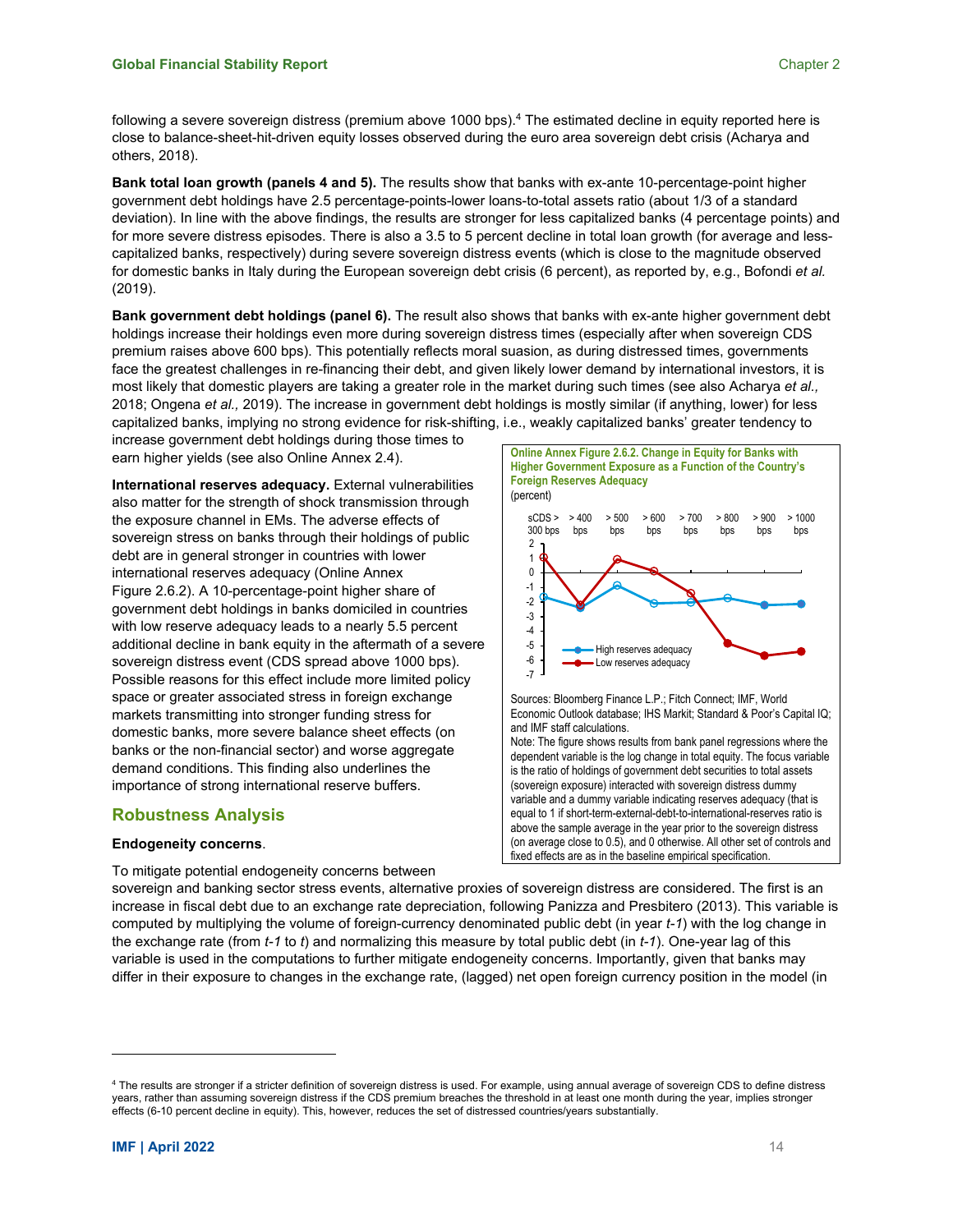following a severe sovereign distress (premium above 1000 bps).[4] The estimated decline in equity reported here is close to balance-sheet-hit-driven equity losses observed during the euro area sovereign debt crisis (Acharya and others, 2018).

**Bank total loan growth (panels 4 and 5).** The results show that banks with ex-ante 10-percentage-point higher government debt holdings have 2.5 percentage-points-lower loans-to-total assets ratio (about 1/3 of a standard deviation). In line with the above findings, the results are stronger for less capitalized banks (4 percentage points) and for more severe distress episodes. There is also a 3.5 to 5 percent decline in total loan growth (for average and less-capitalized banks, respectively) during severe sovereign distress events (which is close to the magnitude observed for domestic banks in Italy during the European sovereign debt crisis (6 percent), as reported by, e.g., Bofondi *et al.* (2019).

**Bank government debt holdings (panel 6).** The result also shows that banks with ex-ante higher government debt holdings increase their holdings even more during sovereign distress times (especially after when sovereign CDS premium raises above 600 bps). This potentially reflects moral suasion, as during distressed times, governments face the greatest challenges in re-financing their debt, and given likely lower demand by international investors, it is most likely that domestic players are taking a greater role in the market during such times (see also Acharya *et al.,* 2018; Ongena *et al.,* 2019). The increase in government debt holdings is mostly similar (if anything, lower) for less capitalized banks, implying no strong evidence for risk-shifting, i.e., weakly capitalized banks' greater tendency to increase government debt holdings during those times to earn higher yields (see also Online Annex 2.4).

**International reserves adequacy.** External vulnerabilities also matter for the strength of shock transmission through the exposure channel in EMs. The adverse effects of sovereign stress on banks through their holdings of public debt are in general stronger in countries with lower international reserves adequacy (Online Annex Figure 2.6.2). A 10-percentage-point higher share of government debt holdings in banks domiciled in countries with low reserve adequacy leads to a nearly 5.5 percent additional decline in bank equity in the aftermath of a severe sovereign distress event (CDS spread above 1000 bps). Possible reasons for this effect include more limited policy space or greater associated stress in foreign exchange markets transmitting into stronger funding stress for domestic banks, more severe balance sheet effects (on banks or the non-financial sector) and worse aggregate demand conditions. This finding also underlines the importance of strong international reserve buffers.

**Online Annex Figure 2.6.2. Change in Equity for Banks with Higher Government Exposure as a Function of the Country's Foreign Reserves Adequacy**
(percent)

Sources: Bloomberg Finance L.P.; Fitch Connect; IMF, World Economic Outlook database; IHS Markit; Standard & Poor's Capital IQ; and IMF staff calculations.
Note: The figure shows results from bank panel regressions where the dependent variable is the log change in total equity. The focus variable is the ratio of holdings of government debt securities to total assets (sovereign exposure) interacted with sovereign distress dummy variable and a dummy variable indicating reserves adequacy (that is equal to 1 if short-term-external-debt-to-international-reserves ratio is above the sample average in the year prior to the sovereign distress (on average close to 0.5), and 0 otherwise. All other set of controls and fixed effects are as in the baseline empirical specification.

## Robustness Analysis

**Endogeneity concerns**.

To mitigate potential endogeneity concerns between sovereign and banking sector stress events, alternative proxies of sovereign distress are considered. The first is an increase in fiscal debt due to an exchange rate depreciation, following Panizza and Presbitero (2013). This variable is computed by multiplying the volume of foreign-currency denominated public debt (in year *t-1*) with the log change in the exchange rate (from *t-1* to *t*) and normalizing this measure by total public debt (in *t-1*). One-year lag of this variable is used in the computations to further mitigate endogeneity concerns. Importantly, given that banks may differ in their exposure to changes in the exchange rate, (lagged) net open foreign currency position in the model (in

[4] The results are stronger if a stricter definition of sovereign distress is used. For example, using annual average of sovereign CDS to define distress years, rather than assuming sovereign distress if the CDS premium breaches the threshold in at least one month during the year, implies stronger effects (6-10 percent decline in equity). This, however, reduces the set of distressed countries/years substantially.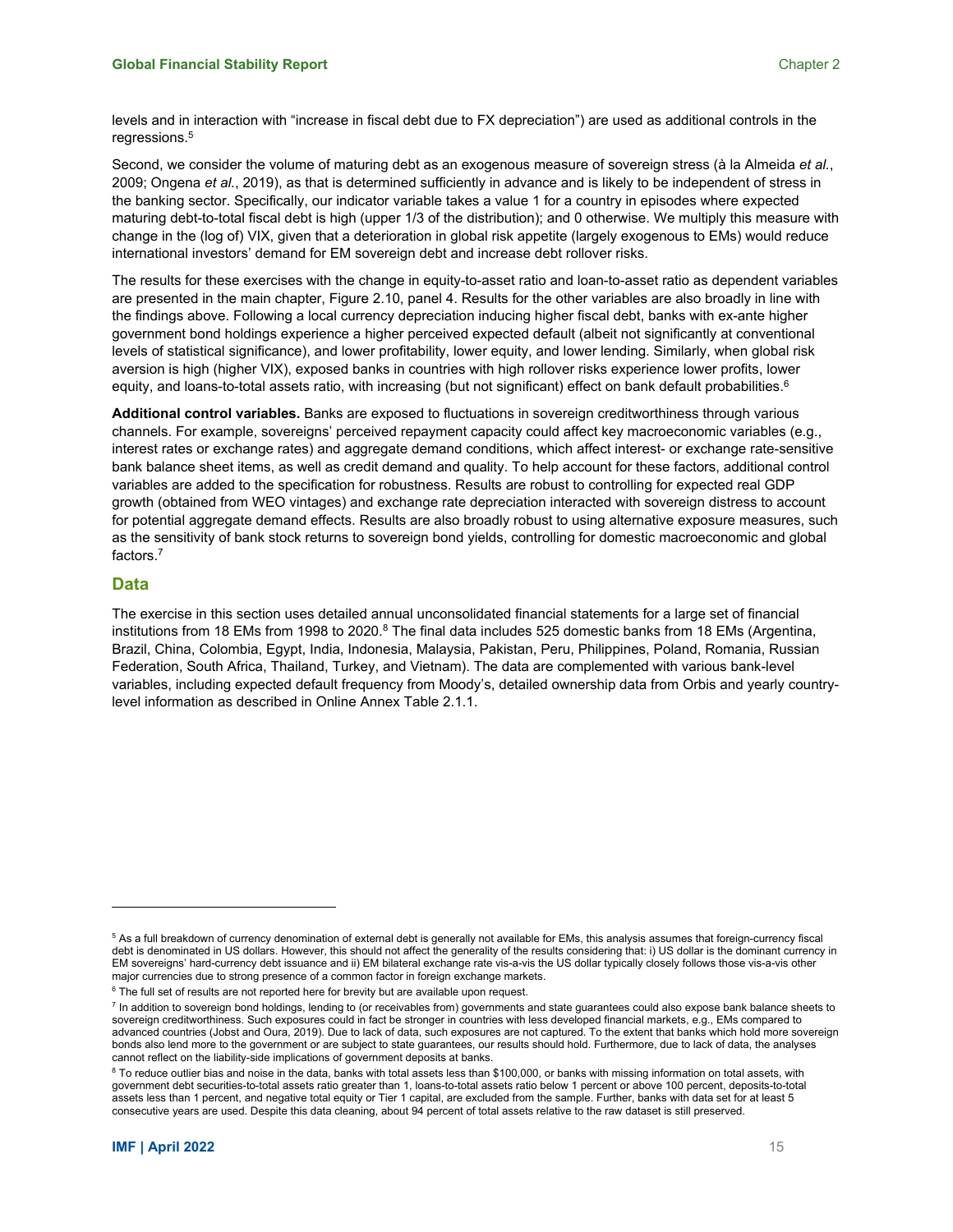levels and in interaction with "increase in fiscal debt due to FX depreciation") are used as additional controls in the regressions.[5]

Second, we consider the volume of maturing debt as an exogenous measure of sovereign stress (à la Almeida *et al.*, 2009; Ongena *et al.*, 2019), as that is determined sufficiently in advance and is likely to be independent of stress in the banking sector. Specifically, our indicator variable takes a value 1 for a country in episodes where expected maturing debt-to-total fiscal debt is high (upper 1/3 of the distribution); and 0 otherwise. We multiply this measure with change in the (log of) VIX, given that a deterioration in global risk appetite (largely exogenous to EMs) would reduce international investors' demand for EM sovereign debt and increase debt rollover risks.

The results for these exercises with the change in equity-to-asset ratio and loan-to-asset ratio as dependent variables are presented in the main chapter, Figure 2.10, panel 4. Results for the other variables are also broadly in line with the findings above. Following a local currency depreciation inducing higher fiscal debt, banks with ex-ante higher government bond holdings experience a higher perceived expected default (albeit not significantly at conventional levels of statistical significance), and lower profitability, lower equity, and lower lending. Similarly, when global risk aversion is high (higher VIX), exposed banks in countries with high rollover risks experience lower profits, lower equity, and loans-to-total assets ratio, with increasing (but not significant) effect on bank default probabilities.[6]

**Additional control variables.** Banks are exposed to fluctuations in sovereign creditworthiness through various channels. For example, sovereigns' perceived repayment capacity could affect key macroeconomic variables (e.g., interest rates or exchange rates) and aggregate demand conditions, which affect interest- or exchange rate-sensitive bank balance sheet items, as well as credit demand and quality. To help account for these factors, additional control variables are added to the specification for robustness. Results are robust to controlling for expected real GDP growth (obtained from WEO vintages) and exchange rate depreciation interacted with sovereign distress to account for potential aggregate demand effects. Results are also broadly robust to using alternative exposure measures, such as the sensitivity of bank stock returns to sovereign bond yields, controlling for domestic macroeconomic and global factors.[7]

## Data

The exercise in this section uses detailed annual unconsolidated financial statements for a large set of financial institutions from 18 EMs from 1998 to 2020.[8] The final data includes 525 domestic banks from 18 EMs (Argentina, Brazil, China, Colombia, Egypt, India, Indonesia, Malaysia, Pakistan, Peru, Philippines, Poland, Romania, Russian Federation, South Africa, Thailand, Turkey, and Vietnam). The data are complemented with various bank-level variables, including expected default frequency from Moody's, detailed ownership data from Orbis and yearly country-level information as described in Online Annex Table 2.1.1.

---

[5] As a full breakdown of currency denomination of external debt is generally not available for EMs, this analysis assumes that foreign-currency fiscal debt is denominated in US dollars. However, this should not affect the generality of the results considering that: i) US dollar is the dominant currency in EM sovereigns' hard-currency debt issuance and ii) EM bilateral exchange rate vis-a-vis the US dollar typically closely follows those vis-a-vis other major currencies due to strong presence of a common factor in foreign exchange markets.

[6] The full set of results are not reported here for brevity but are available upon request.

[7] In addition to sovereign bond holdings, lending to (or receivables from) governments and state guarantees could also expose bank balance sheets to sovereign creditworthiness. Such exposures could in fact be stronger in countries with less developed financial markets, e.g., EMs compared to advanced countries (Jobst and Oura, 2019). Due to lack of data, such exposures are not captured. To the extent that banks which hold more sovereign bonds also lend more to the government or are subject to state guarantees, our results should hold. Furthermore, due to lack of data, the analyses cannot reflect on the liability-side implications of government deposits at banks.

[8] To reduce outlier bias and noise in the data, banks with total assets less than $100,000, or banks with missing information on total assets, with government debt securities-to-total assets ratio greater than 1, loans-to-total assets ratio below 1 percent or above 100 percent, deposits-to-total assets less than 1 percent, and negative total equity or Tier 1 capital, are excluded from the sample. Further, banks with data set for at least 5 consecutive years are used. Despite this data cleaning, about 94 percent of total assets relative to the raw dataset is still preserved.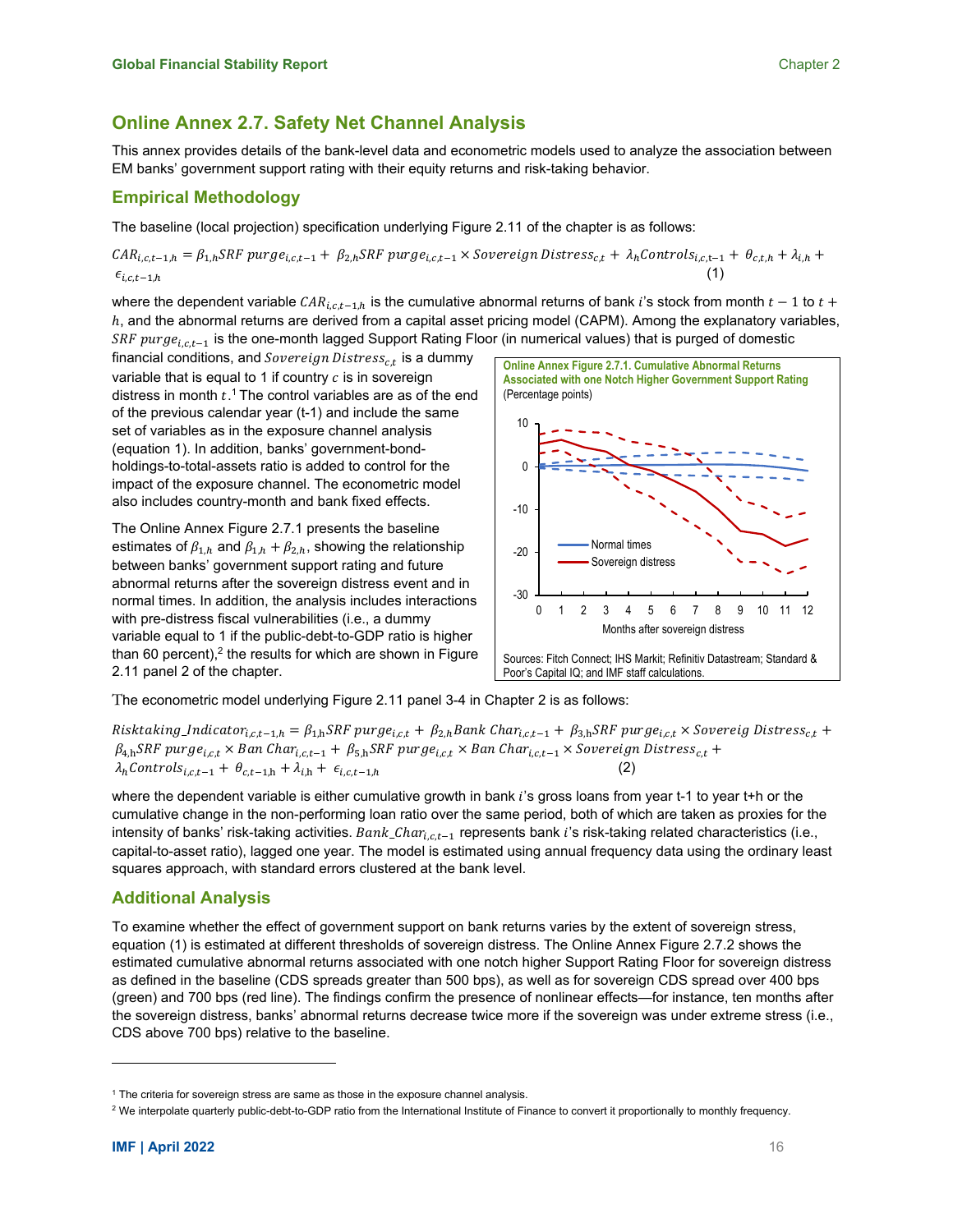## Online Annex 2.7. Safety Net Channel Analysis

This annex provides details of the bank-level data and econometric models used to analyze the association between EM banks' government support rating with their equity returns and risk-taking behavior.

### Empirical Methodology

The baseline (local projection) specification underlying Figure 2.11 of the chapter is as follows:

$$CAR_{i,c,t-1,h} = \beta_{1,h} SRF\ purge_{i,c,t-1} + \beta_{2,h} SRF\ purge_{i,c,t-1} \times Sovereign\ Distress_{c,t} + \lambda_h Controls_{i,c,t-1} + \theta_{c,t,h} + \lambda_{i,h} + \epsilon_{i,c,t-1,h} \quad (1)$$

where the dependent variable $CAR_{i,c,t-1,h}$ is the cumulative abnormal returns of bank $i$'s stock from month $t-1$ to $t+h$, and the abnormal returns are derived from a capital asset pricing model (CAPM). Among the explanatory variables, $SRF\ purge_{i,c,t-1}$ is the one-month lagged Support Rating Floor (in numerical values) that is purged of domestic financial conditions, and $Sovereign\ Distress_{c,t}$ is a dummy variable that is equal to 1 if country $c$ is in sovereign distress in month $t$.[1] The control variables are as of the end of the previous calendar year (t-1) and include the same set of variables as in the exposure channel analysis (equation 1). In addition, banks' government-bond-holdings-to-total-assets ratio is added to control for the impact of the exposure channel. The econometric model also includes country-month and bank fixed effects.

The Online Annex Figure 2.7.1 presents the baseline estimates of $\beta_{1,h}$ and $\beta_{1,h} + \beta_{2,h}$, showing the relationship between banks' government support rating and future abnormal returns after the sovereign distress event and in normal times. In addition, the analysis includes interactions with pre-distress fiscal vulnerabilities (i.e., a dummy variable equal to 1 if the public-debt-to-GDP ratio is higher than 60 percent),[2] the results for which are shown in Figure 2.11 panel 2 of the chapter.

**Online Annex Figure 2.7.1. Cumulative Abnormal Returns Associated with one Notch Higher Government Support Rating**
(Percentage points)

Sources: Fitch Connect; IHS Markit; Refinitiv Datastream; Standard & Poor's Capital IQ; and IMF staff calculations.

The econometric model underlying Figure 2.11 panel 3-4 in Chapter 2 is as follows:

$$Risktaking\_Indicator_{i,c,t-1,h} = \beta_{1,h} SRF\ purge_{i,c,t} + \beta_{2,h} Bank\ Char_{i,c,t-1} + \beta_{3,h} SRF\ purge_{i,c,t} \times Sovereig\ Distress_{c,t} + \beta_{4,h} SRF\ purge_{i,c,t} \times Ban\ Char_{i,c,t-1} + \beta_{5,h} SRF\ purge_{i,c,t} \times Ban\ Char_{i,c,t-1} \times Sovereign\ Distress_{c,t} + \lambda_h Controls_{i,c,t-1} + \theta_{c,t-1,h} + \lambda_{i,h} + \epsilon_{i,c,t-1,h} \quad (2)$$

where the dependent variable is either cumulative growth in bank $i$'s gross loans from year t-1 to year t+h or the cumulative change in the non-performing loan ratio over the same period, both of which are taken as proxies for the intensity of banks' risk-taking activities. $Bank\_Char_{i,c,t-1}$ represents bank $i$'s risk-taking related characteristics (i.e., capital-to-asset ratio), lagged one year. The model is estimated using annual frequency data using the ordinary least squares approach, with standard errors clustered at the bank level.

### Additional Analysis

To examine whether the effect of government support on bank returns varies by the extent of sovereign stress, equation (1) is estimated at different thresholds of sovereign distress. The Online Annex Figure 2.7.2 shows the estimated cumulative abnormal returns associated with one notch higher Support Rating Floor for sovereign distress as defined in the baseline (CDS spreads greater than 500 bps), as well as for sovereign CDS spread over 400 bps (green) and 700 bps (red line). The findings confirm the presence of nonlinear effects—for instance, ten months after the sovereign distress, banks' abnormal returns decrease twice more if the sovereign was under extreme stress (i.e., CDS above 700 bps) relative to the baseline.

---

[1] The criteria for sovereign stress are same as those in the exposure channel analysis.

[2] We interpolate quarterly public-debt-to-GDP ratio from the International Institute of Finance to convert it proportionally to monthly frequency.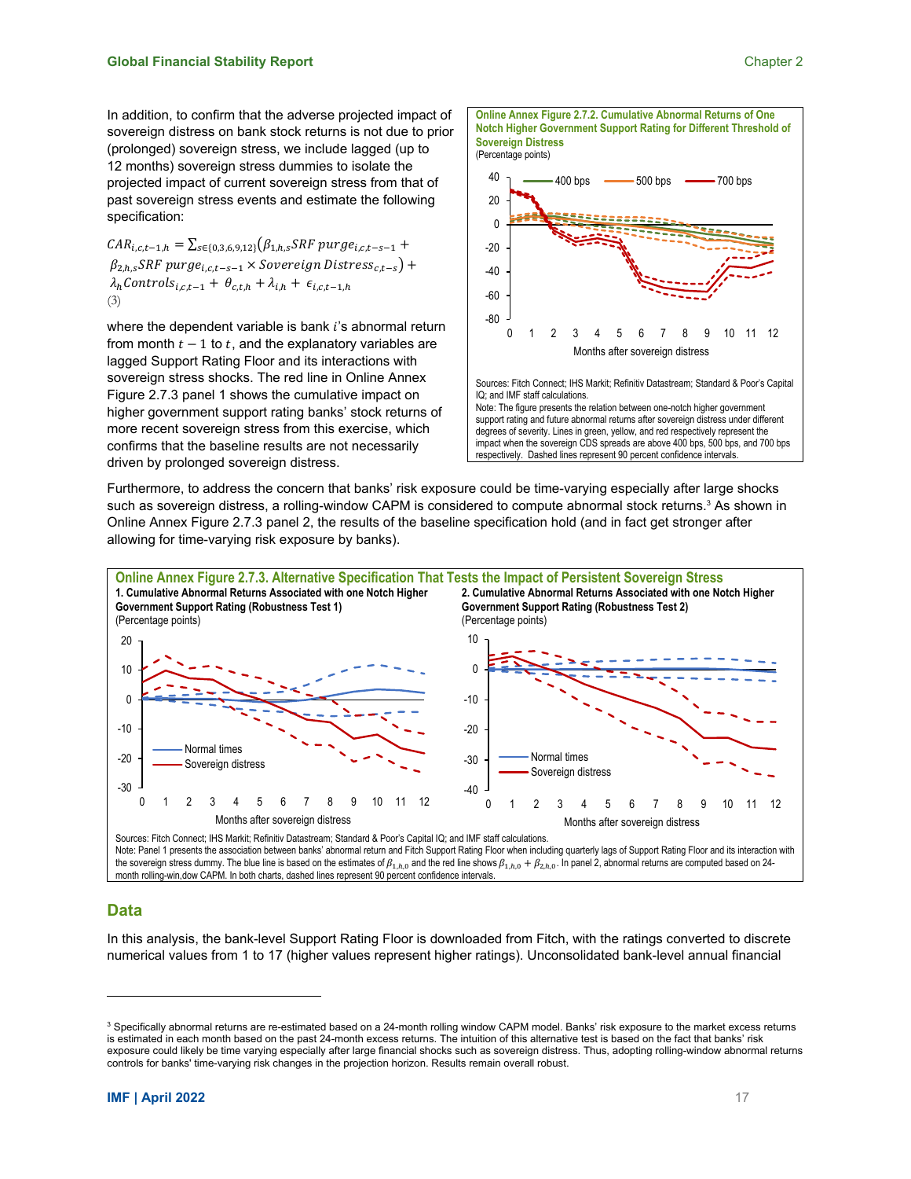In addition, to confirm that the adverse projected impact of sovereign distress on bank stock returns is not due to prior (prolonged) sovereign stress, we include lagged (up to 12 months) sovereign stress dummies to isolate the projected impact of current sovereign stress from that of past sovereign stress events and estimate the following specification:

$$CAR_{i,c,t-1,h} = \sum_{s\in\{0,3,6,9,12\}}\left(\beta_{1,h,s}SRF\ purge_{i,c,t-s-1} + \beta_{2,h,s}SRF\ purge_{i,c,t-s-1} \times Sovereign\ Distress_{c,t-s}\right) + \lambda_h Controls_{i,c,t-1} + \theta_{c,t,h} + \lambda_{i,h} + \epsilon_{i,c,t-1,h} \quad (3)$$

where the dependent variable is bank $i$'s abnormal return from month $t-1$ to $t$, and the explanatory variables are lagged Support Rating Floor and its interactions with sovereign stress shocks. The red line in Online Annex Figure 2.7.3 panel 1 shows the cumulative impact on higher government support rating banks' stock returns of more recent sovereign stress from this exercise, which confirms that the baseline results are not necessarily driven by prolonged sovereign distress.

**Online Annex Figure 2.7.2. Cumulative Abnormal Returns of One Notch Higher Government Support Rating for Different Threshold of Sovereign Distress**
(Percentage points)

Sources: Fitch Connect; IHS Markit; Refinitiv Datastream; Standard & Poor's Capital IQ; and IMF staff calculations.
Note: The figure presents the relation between one-notch higher government support rating and future abnormal returns after sovereign distress under different degrees of severity. Lines in green, yellow, and red respectively represent the impact when the sovereign CDS spreads are above 400 bps, 500 bps, and 700 bps respectively. Dashed lines represent 90 percent confidence intervals.

Furthermore, to address the concern that banks' risk exposure could be time-varying especially after large shocks such as sovereign distress, a rolling-window CAPM is considered to compute abnormal stock returns.[3] As shown in Online Annex Figure 2.7.3 panel 2, the results of the baseline specification hold (and in fact get stronger after allowing for time-varying risk exposure by banks).

**Online Annex Figure 2.7.3. Alternative Specification That Tests the Impact of Persistent Sovereign Stress**

**1. Cumulative Abnormal Returns Associated with one Notch Higher Government Support Rating (Robustness Test 1)**
(Percentage points)

**2. Cumulative Abnormal Returns Associated with one Notch Higher Government Support Rating (Robustness Test 2)**
(Percentage points)

Sources: Fitch Connect; IHS Markit; Refinitiv Datastream; Standard & Poor's Capital IQ; and IMF staff calculations.
Note: Panel 1 presents the association between banks' abnormal return and Fitch Support Rating Floor when including quarterly lags of Support Rating Floor and its interaction with the sovereign stress dummy. The blue line is based on the estimates of $\beta_{1,h,0}$ and the red line shows $\beta_{1,h,0} + \beta_{2,h,0}$. In panel 2, abnormal returns are computed based on 24-month rolling-win,dow CAPM. In both charts, dashed lines represent 90 percent confidence intervals.

## Data

In this analysis, the bank-level Support Rating Floor is downloaded from Fitch, with the ratings converted to discrete numerical values from 1 to 17 (higher values represent higher ratings). Unconsolidated bank-level annual financial

[3] Specifically abnormal returns are re-estimated based on a 24-month rolling window CAPM model. Banks' risk exposure to the market excess returns is estimated in each month based on the past 24-month excess returns. The intuition of this alternative test is based on the fact that banks' risk exposure could likely be time varying especially after large financial shocks such as sovereign distress. Thus, adopting rolling-window abnormal returns controls for banks' time-varying risk changes in the projection horizon. Results remain overall robust.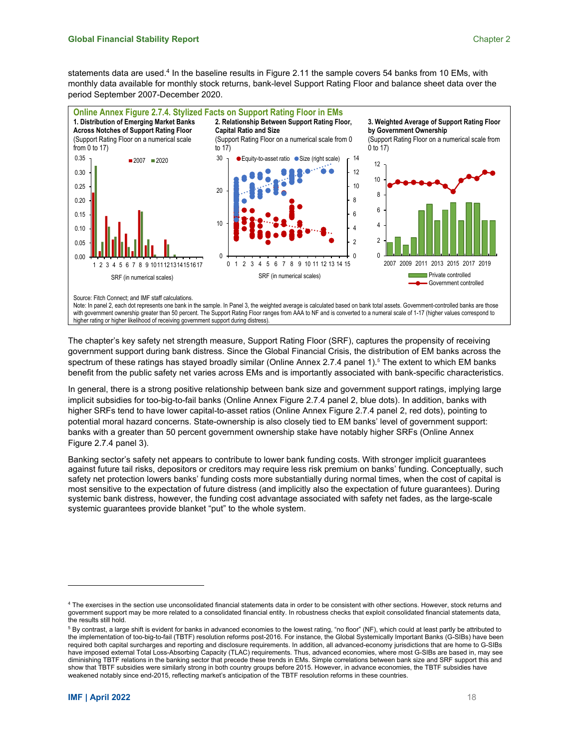statements data are used.[4] In the baseline results in Figure 2.11 the sample covers 54 banks from 10 EMs, with monthly data available for monthly stock returns, bank-level Support Rating Floor and balance sheet data over the period September 2007-December 2020.

**Online Annex Figure 2.7.4. Stylized Facts on Support Rating Floor in EMs**

**1. Distribution of Emerging Market Banks Across Notches of Support Rating Floor**
(Support Rating Floor on a numerical scale from 0 to 17)

**2. Relationship Between Support Rating Floor, Capital Ratio and Size**
(Support Rating Floor on a numerical scale from 0 to 17)

**3. Weighted Average of Support Rating Floor by Government Ownership**
(Support Rating Floor on a numerical scale from 0 to 17)

Source: Fitch Connect; and IMF staff calculations.
Note: In panel 2, each dot represents one bank in the sample. In Panel 3, the weighted average is calculated based on bank total assets. Government-controlled banks are those with government ownership greater than 50 percent. The Support Rating Floor ranges from AAA to NF and is converted to a numeral scale of 1-17 (higher values correspond to higher rating or higher likelihood of receiving government support during distress).

The chapter's key safety net strength measure, Support Rating Floor (SRF), captures the propensity of receiving government support during bank distress. Since the Global Financial Crisis, the distribution of EM banks across the spectrum of these ratings has stayed broadly similar (Online Annex 2.7.4 panel 1).[5] The extent to which EM banks benefit from the public safety net varies across EMs and is importantly associated with bank-specific characteristics.

In general, there is a strong positive relationship between bank size and government support ratings, implying large implicit subsidies for too-big-to-fail banks (Online Annex Figure 2.7.4 panel 2, blue dots). In addition, banks with higher SRFs tend to have lower capital-to-asset ratios (Online Annex Figure 2.7.4 panel 2, red dots), pointing to potential moral hazard concerns. State-ownership is also closely tied to EM banks' level of government support: banks with a greater than 50 percent government ownership stake have notably higher SRFs (Online Annex Figure 2.7.4 panel 3).

Banking sector's safety net appears to contribute to lower bank funding costs. With stronger implicit guarantees against future tail risks, depositors or creditors may require less risk premium on banks' funding. Conceptually, such safety net protection lowers banks' funding costs more substantially during normal times, when the cost of capital is most sensitive to the expectation of future distress (and implicitly also the expectation of future guarantees). During systemic bank distress, however, the funding cost advantage associated with safety net fades, as the large-scale systemic guarantees provide blanket "put" to the whole system.

---

[4] The exercises in the section use unconsolidated financial statements data in order to be consistent with other sections. However, stock returns and government support may be more related to a consolidated financial entity. In robustness checks that exploit consolidated financial statements data, the results still hold.

[5] By contrast, a large shift is evident for banks in advanced economies to the lowest rating, "no floor" (NF), which could at least partly be attributed to the implementation of too-big-to-fail (TBTF) resolution reforms post-2016. For instance, the Global Systemically Important Banks (G-SIBs) have been required both capital surcharges and reporting and disclosure requirements. In addition, all advanced-economy jurisdictions that are home to G-SIBs have imposed external Total Loss-Absorbing Capacity (TLAC) requirements. Thus, advanced economies, where most G-SIBs are based in, may see diminishing TBTF relations in the banking sector that precede these trends in EMs. Simple correlations between bank size and SRF support this and show that TBTF subsidies were similarly strong in both country groups before 2015. However, in advance economies, the TBTF subsidies have weakened notably since end-2015, reflecting market's anticipation of the TBTF resolution reforms in these countries.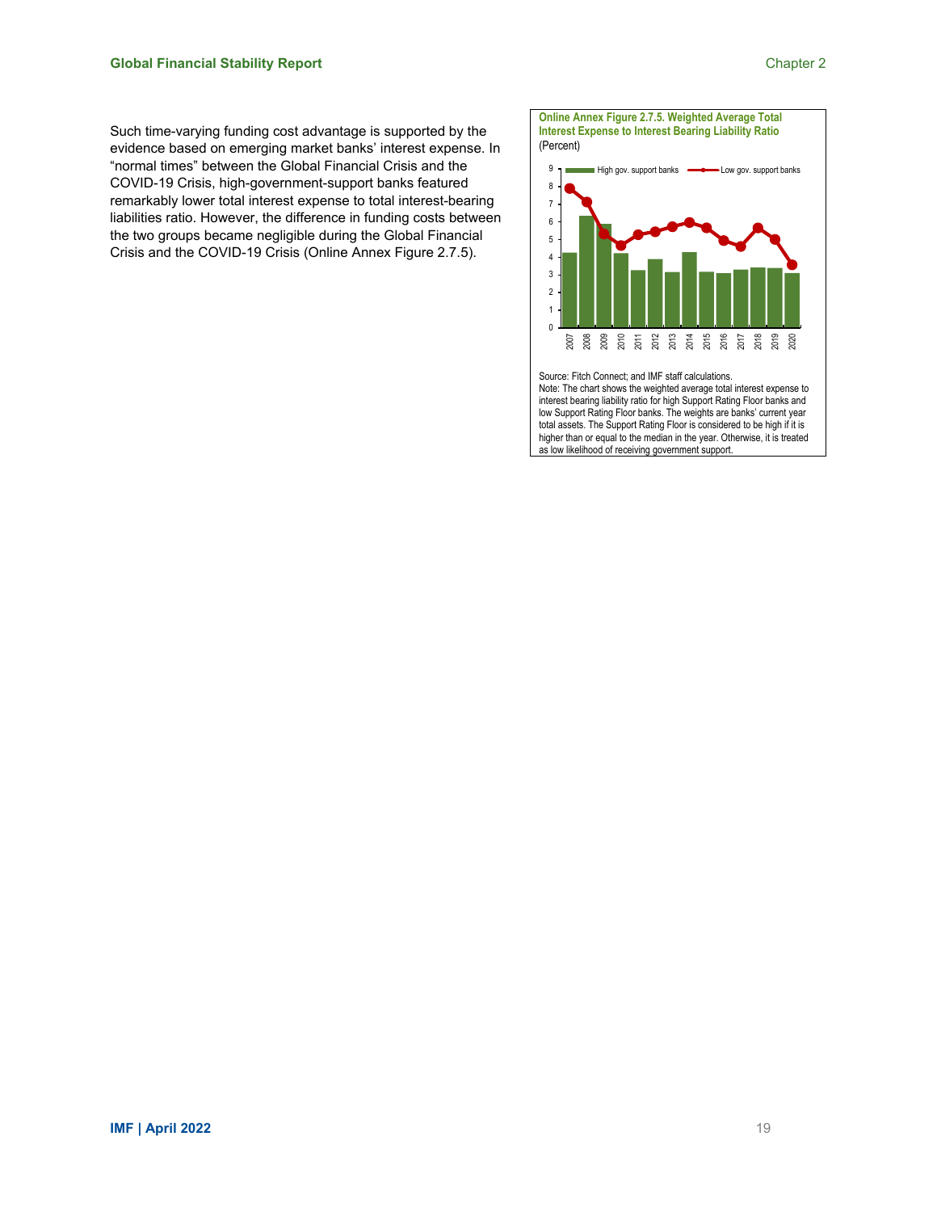Such time-varying funding cost advantage is supported by the evidence based on emerging market banks' interest expense. In "normal times" between the Global Financial Crisis and the COVID-19 Crisis, high-government-support banks featured remarkably lower total interest expense to total interest-bearing liabilities ratio. However, the difference in funding costs between the two groups became negligible during the Global Financial Crisis and the COVID-19 Crisis (Online Annex Figure 2.7.5).

**Online Annex Figure 2.7.5. Weighted Average Total Interest Expense to Interest Bearing Liability Ratio**
(Percent)

Source: Fitch Connect; and IMF staff calculations.
Note: The chart shows the weighted average total interest expense to interest bearing liability ratio for high Support Rating Floor banks and low Support Rating Floor banks. The weights are banks' current year total assets. The Support Rating Floor is considered to be high if it is higher than or equal to the median in the year. Otherwise, it is treated as low likelihood of receiving government support.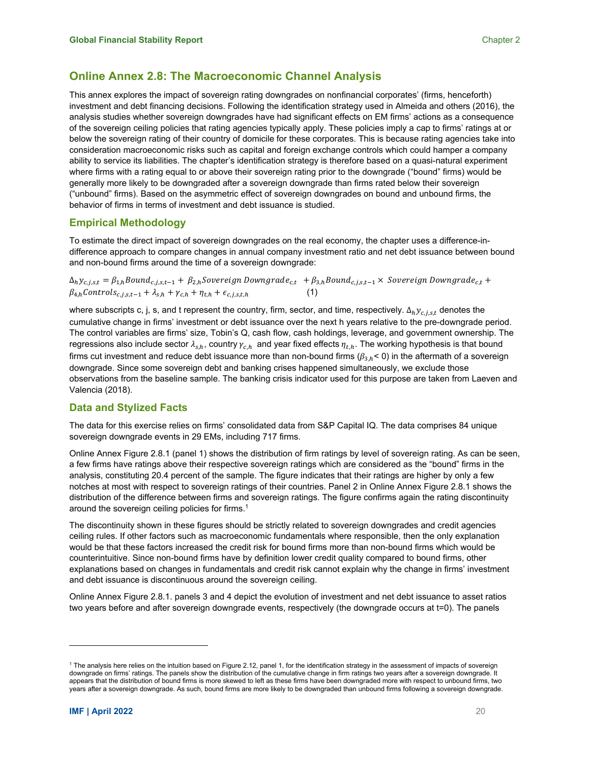## Online Annex 2.8: The Macroeconomic Channel Analysis

This annex explores the impact of sovereign rating downgrades on nonfinancial corporates' (firms, henceforth) investment and debt financing decisions. Following the identification strategy used in Almeida and others (2016), the analysis studies whether sovereign downgrades have had significant effects on EM firms' actions as a consequence of the sovereign ceiling policies that rating agencies typically apply. These policies imply a cap to firms' ratings at or below the sovereign rating of their country of domicile for these corporates. This is because rating agencies take into consideration macroeconomic risks such as capital and foreign exchange controls which could hamper a company ability to service its liabilities. The chapter's identification strategy is therefore based on a quasi-natural experiment where firms with a rating equal to or above their sovereign rating prior to the downgrade ("bound" firms) would be generally more likely to be downgraded after a sovereign downgrade than firms rated below their sovereign ("unbound" firms). Based on the asymmetric effect of sovereign downgrades on bound and unbound firms, the behavior of firms in terms of investment and debt issuance is studied.

### Empirical Methodology

To estimate the direct impact of sovereign downgrades on the real economy, the chapter uses a difference-in-difference approach to compare changes in annual company investment ratio and net debt issuance between bound and non-bound firms around the time of a sovereign downgrade:

$$\Delta_h y_{c,j,s,t} = \beta_{1,h} Bound_{c,j,s,t-1} + \beta_{2,h} Sovereign\ Downgrade_{c,t} + \beta_{3,h} Bound_{c,j,s,t-1} \times Sovereign\ Downgrade_{c,t} + \beta_{4,h} Controls_{c,j,s,t-1} + \lambda_{s,h} + \gamma_{c,h} + \eta_{t,h} + \epsilon_{c,j,s,t,h} \quad (1)$$

where subscripts c, j, s, and t represent the country, firm, sector, and time, respectively. $\Delta_h y_{c,j,s,t}$ denotes the cumulative change in firms' investment or debt issuance over the next h years relative to the pre-downgrade period. The control variables are firms' size, Tobin's Q, cash flow, cash holdings, leverage, and government ownership. The regressions also include sector $\lambda_{s,h}$, country $\gamma_{c,h}$ and year fixed effects $\eta_{t,h}$. The working hypothesis is that bound firms cut investment and reduce debt issuance more than non-bound firms ($\beta_{3,h} < 0$) in the aftermath of a sovereign downgrade. Since some sovereign debt and banking crises happened simultaneously, we exclude those observations from the baseline sample. The banking crisis indicator used for this purpose are taken from Laeven and Valencia (2018).

### Data and Stylized Facts

The data for this exercise relies on firms' consolidated data from S&P Capital IQ. The data comprises 84 unique sovereign downgrade events in 29 EMs, including 717 firms.

Online Annex Figure 2.8.1 (panel 1) shows the distribution of firm ratings by level of sovereign rating. As can be seen, a few firms have ratings above their respective sovereign ratings which are considered as the "bound" firms in the analysis, constituting 20.4 percent of the sample. The figure indicates that their ratings are higher by only a few notches at most with respect to sovereign ratings of their countries. Panel 2 in Online Annex Figure 2.8.1 shows the distribution of the difference between firms and sovereign ratings. The figure confirms again the rating discontinuity around the sovereign ceiling policies for firms.[1]

The discontinuity shown in these figures should be strictly related to sovereign downgrades and credit agencies ceiling rules. If other factors such as macroeconomic fundamentals where responsible, then the only explanation would be that these factors increased the credit risk for bound firms more than non-bound firms which would be counterintuitive. Since non-bound firms have by definition lower credit quality compared to bound firms, other explanations based on changes in fundamentals and credit risk cannot explain why the change in firms' investment and debt issuance is discontinuous around the sovereign ceiling.

Online Annex Figure 2.8.1. panels 3 and 4 depict the evolution of investment and net debt issuance to asset ratios two years before and after sovereign downgrade events, respectively (the downgrade occurs at t=0). The panels

[1] The analysis here relies on the intuition based on Figure 2.12, panel 1, for the identification strategy in the assessment of impacts of sovereign downgrade on firms' ratings. The panels show the distribution of the cumulative change in firm ratings two years after a sovereign downgrade. It appears that the distribution of bound firms is more skewed to left as these firms have been downgraded more with respect to unbound firms, two years after a sovereign downgrade. As such, bound firms are more likely to be downgraded than unbound firms following a sovereign downgrade.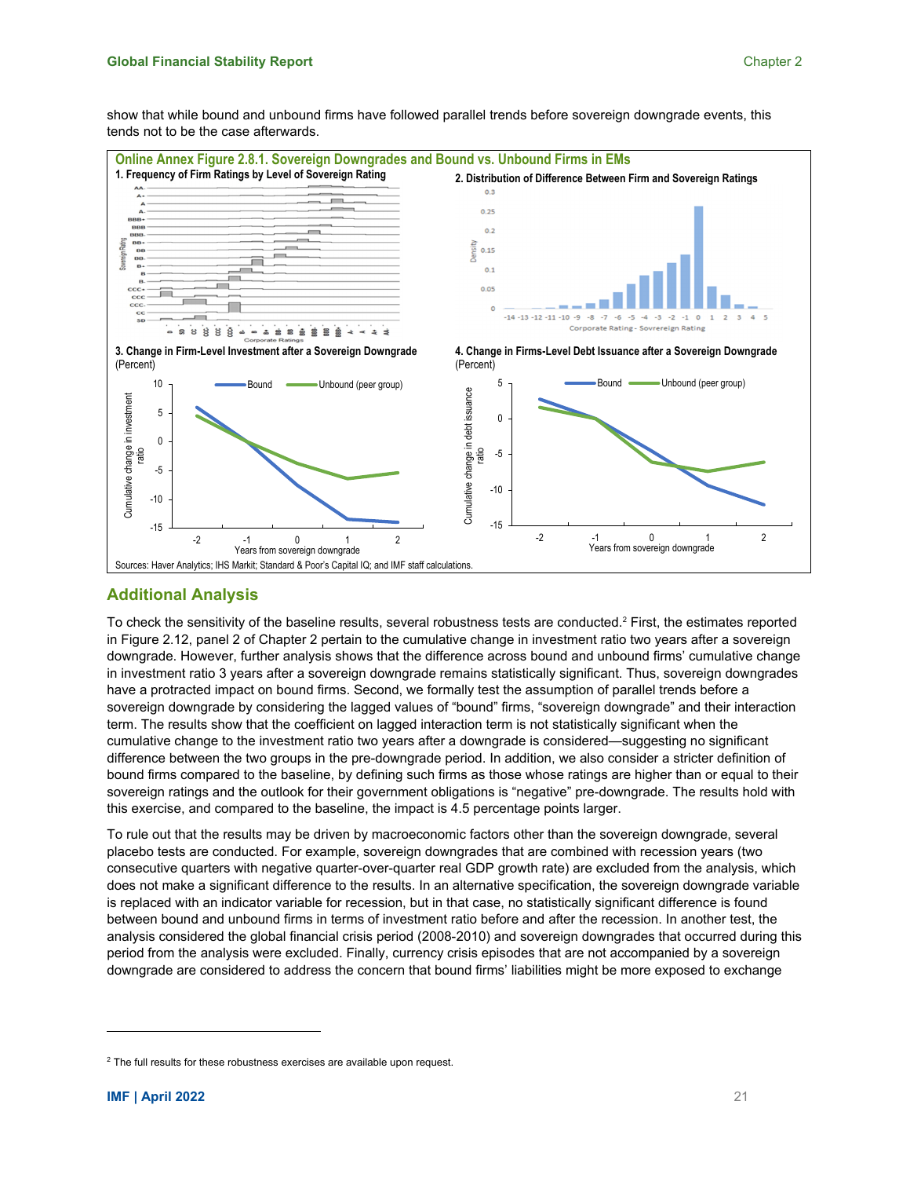show that while bound and unbound firms have followed parallel trends before sovereign downgrade events, this tends not to be the case afterwards.

**Online Annex Figure 2.8.1. Sovereign Downgrades and Bound vs. Unbound Firms in EMs**

1. Frequency of Firm Ratings by Level of Sovereign Rating

2. Distribution of Difference Between Firm and Sovereign Ratings

3. Change in Firm-Level Investment after a Sovereign Downgrade (Percent)

4. Change in Firms-Level Debt Issuance after a Sovereign Downgrade (Percent)

Sources: Haver Analytics; IHS Markit; Standard & Poor's Capital IQ; and IMF staff calculations.

## Additional Analysis

To check the sensitivity of the baseline results, several robustness tests are conducted.[2] First, the estimates reported in Figure 2.12, panel 2 of Chapter 2 pertain to the cumulative change in investment ratio two years after a sovereign downgrade. However, further analysis shows that the difference across bound and unbound firms' cumulative change in investment ratio 3 years after a sovereign downgrade remains statistically significant. Thus, sovereign downgrades have a protracted impact on bound firms. Second, we formally test the assumption of parallel trends before a sovereign downgrade by considering the lagged values of "bound" firms, "sovereign downgrade" and their interaction term. The results show that the coefficient on lagged interaction term is not statistically significant when the cumulative change to the investment ratio two years after a downgrade is considered—suggesting no significant difference between the two groups in the pre-downgrade period. In addition, we also consider a stricter definition of bound firms compared to the baseline, by defining such firms as those whose ratings are higher than or equal to their sovereign ratings and the outlook for their government obligations is "negative" pre-downgrade. The results hold with this exercise, and compared to the baseline, the impact is 4.5 percentage points larger.

To rule out that the results may be driven by macroeconomic factors other than the sovereign downgrade, several placebo tests are conducted. For example, sovereign downgrades that are combined with recession years (two consecutive quarters with negative quarter-over-quarter real GDP growth rate) are excluded from the analysis, which does not make a significant difference to the results. In an alternative specification, the sovereign downgrade variable is replaced with an indicator variable for recession, but in that case, no statistically significant difference is found between bound and unbound firms in terms of investment ratio before and after the recession. In another test, the analysis considered the global financial crisis period (2008-2010) and sovereign downgrades that occurred during this period from the analysis were excluded. Finally, currency crisis episodes that are not accompanied by a sovereign downgrade are considered to address the concern that bound firms' liabilities might be more exposed to exchange

[2] The full results for these robustness exercises are available upon request.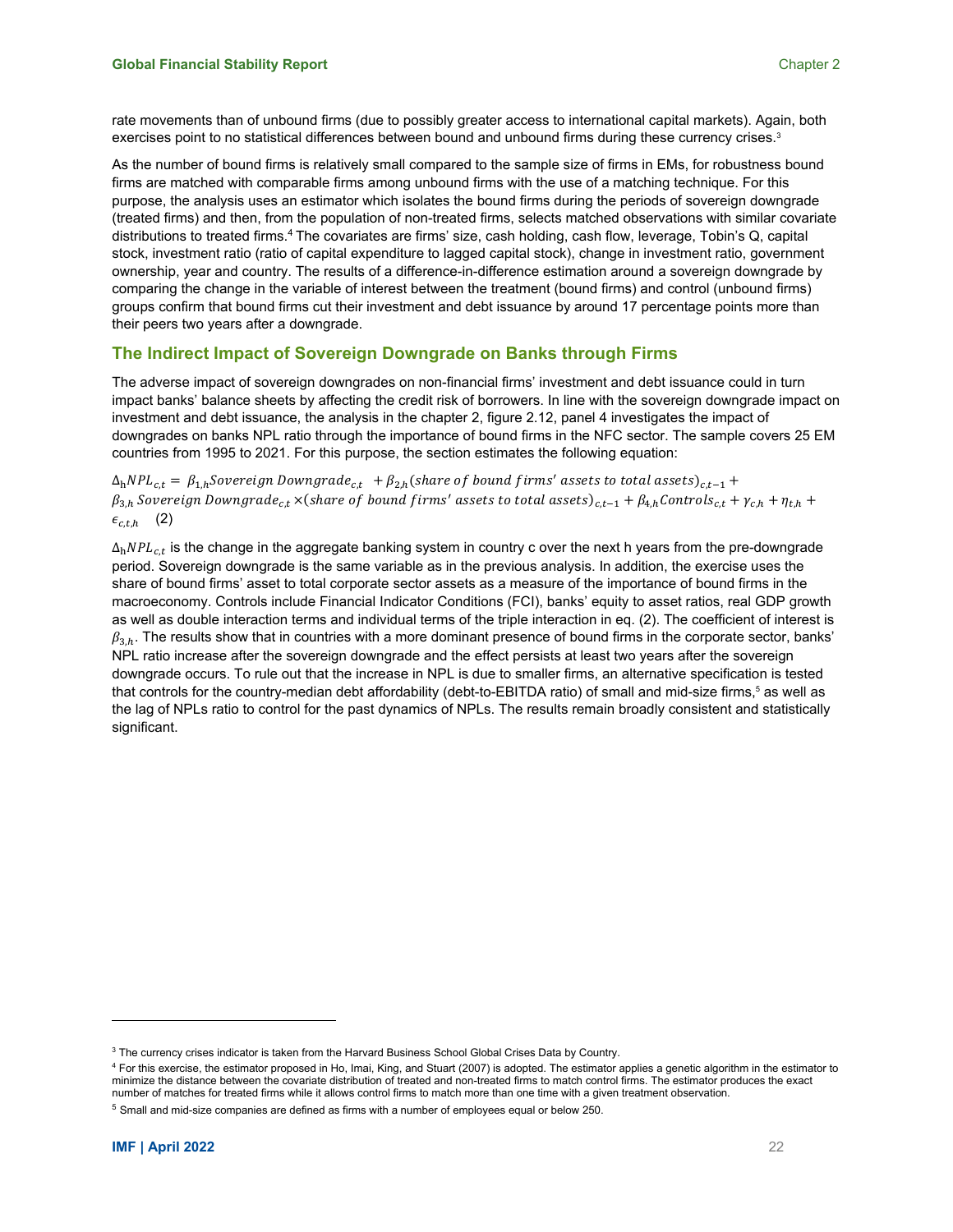rate movements than of unbound firms (due to possibly greater access to international capital markets). Again, both exercises point to no statistical differences between bound and unbound firms during these currency crises.[3]

As the number of bound firms is relatively small compared to the sample size of firms in EMs, for robustness bound firms are matched with comparable firms among unbound firms with the use of a matching technique. For this purpose, the analysis uses an estimator which isolates the bound firms during the periods of sovereign downgrade (treated firms) and then, from the population of non-treated firms, selects matched observations with similar covariate distributions to treated firms.[4] The covariates are firms' size, cash holding, cash flow, leverage, Tobin's Q, capital stock, investment ratio (ratio of capital expenditure to lagged capital stock), change in investment ratio, government ownership, year and country. The results of a difference-in-difference estimation around a sovereign downgrade by comparing the change in the variable of interest between the treatment (bound firms) and control (unbound firms) groups confirm that bound firms cut their investment and debt issuance by around 17 percentage points more than their peers two years after a downgrade.

## The Indirect Impact of Sovereign Downgrade on Banks through Firms

The adverse impact of sovereign downgrades on non-financial firms' investment and debt issuance could in turn impact banks' balance sheets by affecting the credit risk of borrowers. In line with the sovereign downgrade impact on investment and debt issuance, the analysis in the chapter 2, figure 2.12, panel 4 investigates the impact of downgrades on banks NPL ratio through the importance of bound firms in the NFC sector. The sample covers 25 EM countries from 1995 to 2021. For this purpose, the section estimates the following equation:

$$\Delta_h NPL_{c,t} = \beta_{1,h} Sovereign\ Downgrade_{c,t} + \beta_{2,h}(share\ of\ bound\ firms'\ assets\ to\ total\ assets)_{c,t-1} + \beta_{3,h}\ Sovereign\ Downgrade_{c,t} \times (share\ of\ bound\ firms'\ assets\ to\ total\ assets)_{c,t-1} + \beta_{4,h} Controls_{c,t} + \gamma_{c,h} + \eta_{t,h} + \epsilon_{c,t,h} \quad (2)$$

$\Delta_h NPL_{c,t}$ is the change in the aggregate banking system in country c over the next h years from the pre-downgrade period. Sovereign downgrade is the same variable as in the previous analysis. In addition, the exercise uses the share of bound firms' asset to total corporate sector assets as a measure of the importance of bound firms in the macroeconomy. Controls include Financial Indicator Conditions (FCI), banks' equity to asset ratios, real GDP growth as well as double interaction terms and individual terms of the triple interaction in eq. (2). The coefficient of interest is $\beta_{3,h}$. The results show that in countries with a more dominant presence of bound firms in the corporate sector, banks' NPL ratio increase after the sovereign downgrade and the effect persists at least two years after the sovereign downgrade occurs. To rule out that the increase in NPL is due to smaller firms, an alternative specification is tested that controls for the country-median debt affordability (debt-to-EBITDA ratio) of small and mid-size firms,[5] as well as the lag of NPLs ratio to control for the past dynamics of NPLs. The results remain broadly consistent and statistically significant.

---

[3] The currency crises indicator is taken from the Harvard Business School Global Crises Data by Country.

[4] For this exercise, the estimator proposed in Ho, Imai, King, and Stuart (2007) is adopted. The estimator applies a genetic algorithm in the estimator to minimize the distance between the covariate distribution of treated and non-treated firms to match control firms. The estimator produces the exact number of matches for treated firms while it allows control firms to match more than one time with a given treatment observation.

[5] Small and mid-size companies are defined as firms with a number of employees equal or below 250.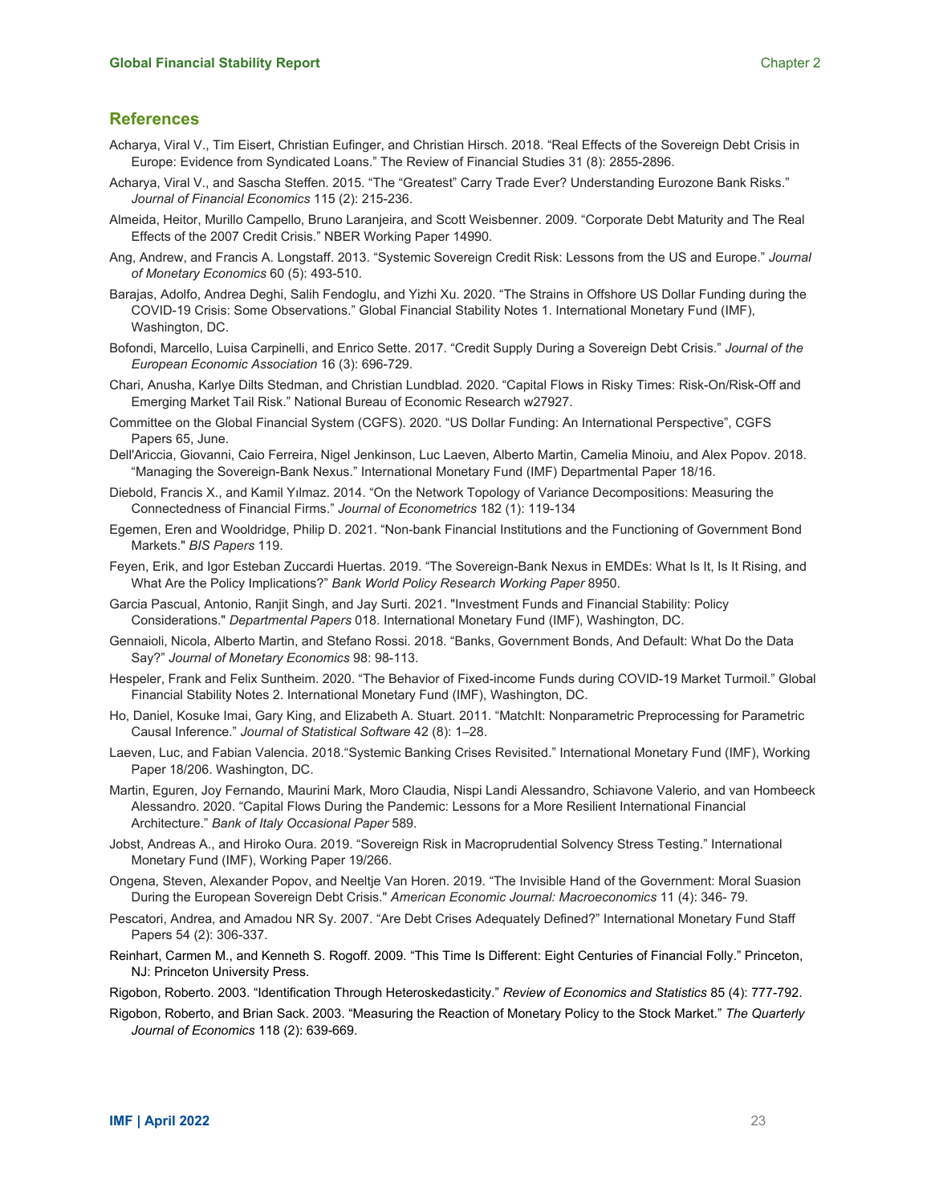## References

Acharya, Viral V., Tim Eisert, Christian Eufinger, and Christian Hirsch. 2018. "Real Effects of the Sovereign Debt Crisis in Europe: Evidence from Syndicated Loans." The Review of Financial Studies 31 (8): 2855-2896.

Acharya, Viral V., and Sascha Steffen. 2015. "The "Greatest" Carry Trade Ever? Understanding Eurozone Bank Risks." *Journal of Financial Economics* 115 (2): 215-236.

Almeida, Heitor, Murillo Campello, Bruno Laranjeira, and Scott Weisbenner. 2009. "Corporate Debt Maturity and The Real Effects of the 2007 Credit Crisis." NBER Working Paper 14990.

Ang, Andrew, and Francis A. Longstaff. 2013. "Systemic Sovereign Credit Risk: Lessons from the US and Europe." *Journal of Monetary Economics* 60 (5): 493-510.

Barajas, Adolfo, Andrea Deghi, Salih Fendoglu, and Yizhi Xu. 2020. "The Strains in Offshore US Dollar Funding during the COVID-19 Crisis: Some Observations." Global Financial Stability Notes 1. International Monetary Fund (IMF), Washington, DC.

Bofondi, Marcello, Luisa Carpinelli, and Enrico Sette. 2017. "Credit Supply During a Sovereign Debt Crisis." *Journal of the European Economic Association* 16 (3): 696-729.

Chari, Anusha, Karlye Dilts Stedman, and Christian Lundblad. 2020. "Capital Flows in Risky Times: Risk-On/Risk-Off and Emerging Market Tail Risk." National Bureau of Economic Research w27927.

Committee on the Global Financial System (CGFS). 2020. "US Dollar Funding: An International Perspective", CGFS Papers 65, June.

Dell'Ariccia, Giovanni, Caio Ferreira, Nigel Jenkinson, Luc Laeven, Alberto Martin, Camelia Minoiu, and Alex Popov. 2018. "Managing the Sovereign-Bank Nexus." International Monetary Fund (IMF) Departmental Paper 18/16.

Diebold, Francis X., and Kamil Yılmaz. 2014. "On the Network Topology of Variance Decompositions: Measuring the Connectedness of Financial Firms." *Journal of Econometrics* 182 (1): 119-134

Egemen, Eren and Wooldridge, Philip D. 2021. "Non-bank Financial Institutions and the Functioning of Government Bond Markets." *BIS Papers* 119.

Feyen, Erik, and Igor Esteban Zuccardi Huertas. 2019. "The Sovereign-Bank Nexus in EMDEs: What Is It, Is It Rising, and What Are the Policy Implications?" *Bank World Policy Research Working Paper* 8950.

Garcia Pascual, Antonio, Ranjit Singh, and Jay Surti. 2021. "Investment Funds and Financial Stability: Policy Considerations." *Departmental Papers* 018. International Monetary Fund (IMF), Washington, DC.

Gennaioli, Nicola, Alberto Martin, and Stefano Rossi. 2018. "Banks, Government Bonds, And Default: What Do the Data Say?" *Journal of Monetary Economics* 98: 98-113.

Hespeler, Frank and Felix Suntheim. 2020. "The Behavior of Fixed-income Funds during COVID-19 Market Turmoil." Global Financial Stability Notes 2. International Monetary Fund (IMF), Washington, DC.

Ho, Daniel, Kosuke Imai, Gary King, and Elizabeth A. Stuart. 2011. "MatchIt: Nonparametric Preprocessing for Parametric Causal Inference." *Journal of Statistical Software* 42 (8): 1–28.

Laeven, Luc, and Fabian Valencia. 2018."Systemic Banking Crises Revisited." International Monetary Fund (IMF), Working Paper 18/206. Washington, DC.

Martin, Eguren, Joy Fernando, Maurini Mark, Moro Claudia, Nispi Landi Alessandro, Schiavone Valerio, and van Hombeeck Alessandro. 2020. "Capital Flows During the Pandemic: Lessons for a More Resilient International Financial Architecture." *Bank of Italy Occasional Paper* 589.

Jobst, Andreas A., and Hiroko Oura. 2019. "Sovereign Risk in Macroprudential Solvency Stress Testing." International Monetary Fund (IMF), Working Paper 19/266.

Ongena, Steven, Alexander Popov, and Neeltje Van Horen. 2019. "The Invisible Hand of the Government: Moral Suasion During the European Sovereign Debt Crisis." *American Economic Journal: Macroeconomics* 11 (4): 346- 79.

Pescatori, Andrea, and Amadou NR Sy. 2007. "Are Debt Crises Adequately Defined?" International Monetary Fund Staff Papers 54 (2): 306-337.

Reinhart, Carmen M., and Kenneth S. Rogoff. 2009. "This Time Is Different: Eight Centuries of Financial Folly." Princeton, NJ: Princeton University Press.

Rigobon, Roberto. 2003. "Identification Through Heteroskedasticity." *Review of Economics and Statistics* 85 (4): 777-792.

Rigobon, Roberto, and Brian Sack. 2003. "Measuring the Reaction of Monetary Policy to the Stock Market." *The Quarterly Journal of Economics* 118 (2): 639-669.